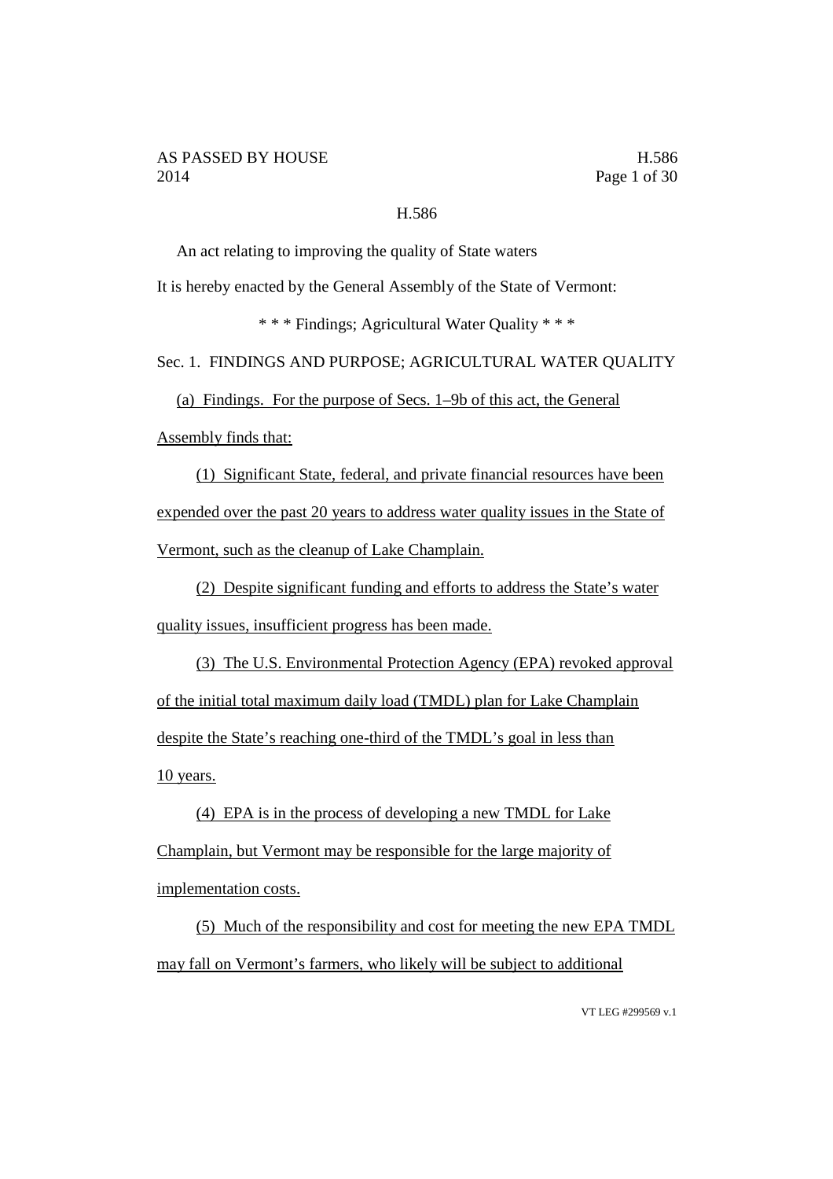H.586

An act relating to improving the quality of State waters

It is hereby enacted by the General Assembly of the State of Vermont:

\* \* \* Findings; Agricultural Water Quality \* \* \*

Sec. 1. FINDINGS AND PURPOSE; AGRICULTURAL WATER QUALITY

(a) Findings. For the purpose of Secs. 1–9b of this act, the General Assembly finds that:

(1) Significant State, federal, and private financial resources have been expended over the past 20 years to address water quality issues in the State of Vermont, such as the cleanup of Lake Champlain.

(2) Despite significant funding and efforts to address the State's water quality issues, insufficient progress has been made.

(3) The U.S. Environmental Protection Agency (EPA) revoked approval of the initial total maximum daily load (TMDL) plan for Lake Champlain despite the State's reaching one-third of the TMDL's goal in less than 10 years.

(4) EPA is in the process of developing a new TMDL for Lake Champlain, but Vermont may be responsible for the large majority of implementation costs.

(5) Much of the responsibility and cost for meeting the new EPA TMDL may fall on Vermont's farmers, who likely will be subject to additional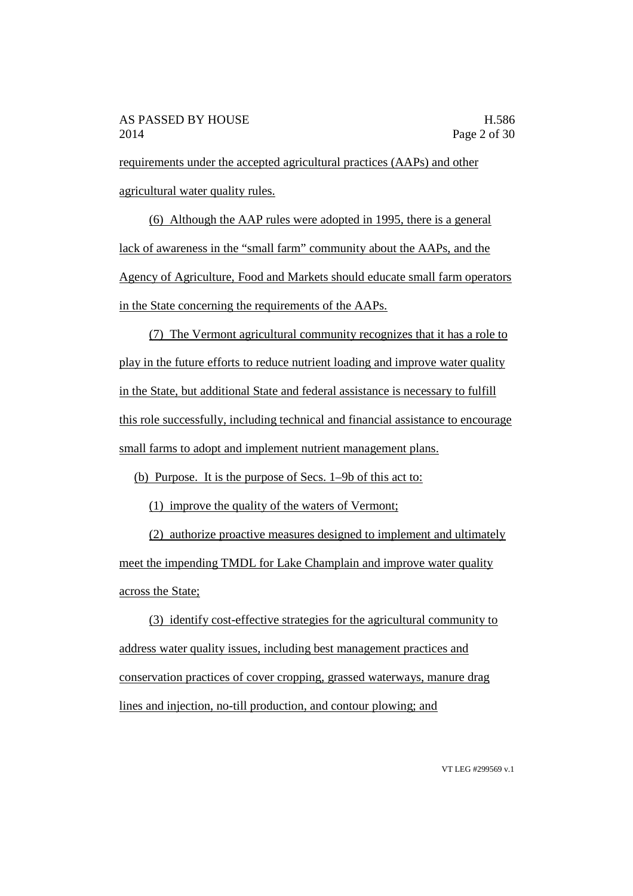requirements under the accepted agricultural practices (AAPs) and other agricultural water quality rules.

(6) Although the AAP rules were adopted in 1995, there is a general lack of awareness in the "small farm" community about the AAPs, and the Agency of Agriculture, Food and Markets should educate small farm operators in the State concerning the requirements of the AAPs.

(7) The Vermont agricultural community recognizes that it has a role to play in the future efforts to reduce nutrient loading and improve water quality in the State, but additional State and federal assistance is necessary to fulfill this role successfully, including technical and financial assistance to encourage small farms to adopt and implement nutrient management plans.

(b) Purpose. It is the purpose of Secs. 1–9b of this act to:

(1) improve the quality of the waters of Vermont;

(2) authorize proactive measures designed to implement and ultimately meet the impending TMDL for Lake Champlain and improve water quality across the State;

(3) identify cost-effective strategies for the agricultural community to address water quality issues, including best management practices and conservation practices of cover cropping, grassed waterways, manure drag lines and injection, no-till production, and contour plowing; and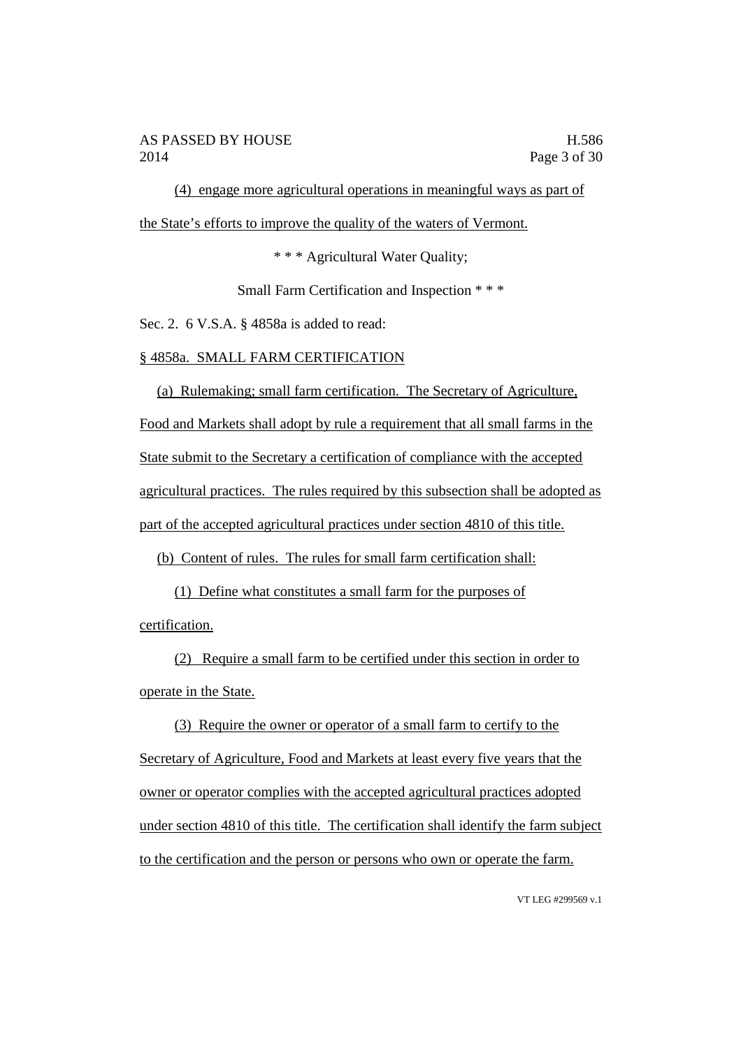(4) engage more agricultural operations in meaningful ways as part of the State's efforts to improve the quality of the waters of Vermont.

\* \* \* Agricultural Water Quality;

Small Farm Certification and Inspection \* \* \*

Sec. 2. 6 V.S.A. § 4858a is added to read:

§ 4858a. SMALL FARM CERTIFICATION

(a) Rulemaking; small farm certification. The Secretary of Agriculture, Food and Markets shall adopt by rule a requirement that all small farms in the State submit to the Secretary a certification of compliance with the accepted agricultural practices. The rules required by this subsection shall be adopted as part of the accepted agricultural practices under section 4810 of this title.

(b) Content of rules. The rules for small farm certification shall:

(1) Define what constitutes a small farm for the purposes of certification.

(2) Require a small farm to be certified under this section in order to operate in the State.

(3) Require the owner or operator of a small farm to certify to the Secretary of Agriculture, Food and Markets at least every five years that the owner or operator complies with the accepted agricultural practices adopted under section 4810 of this title. The certification shall identify the farm subject to the certification and the person or persons who own or operate the farm.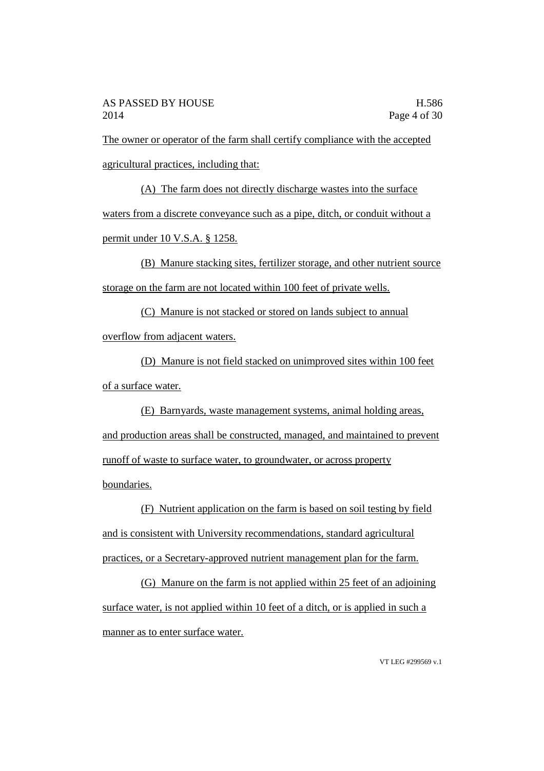The owner or operator of the farm shall certify compliance with the accepted agricultural practices, including that:

(A) The farm does not directly discharge wastes into the surface waters from a discrete conveyance such as a pipe, ditch, or conduit without a permit under 10 V.S.A. § 1258.

(B) Manure stacking sites, fertilizer storage, and other nutrient source storage on the farm are not located within 100 feet of private wells.

(C) Manure is not stacked or stored on lands subject to annual overflow from adjacent waters.

(D) Manure is not field stacked on unimproved sites within 100 feet of a surface water.

(E) Barnyards, waste management systems, animal holding areas, and production areas shall be constructed, managed, and maintained to prevent runoff of waste to surface water, to groundwater, or across property boundaries.

(F) Nutrient application on the farm is based on soil testing by field and is consistent with University recommendations, standard agricultural practices, or a Secretary-approved nutrient management plan for the farm.

(G) Manure on the farm is not applied within 25 feet of an adjoining surface water, is not applied within 10 feet of a ditch, or is applied in such a manner as to enter surface water.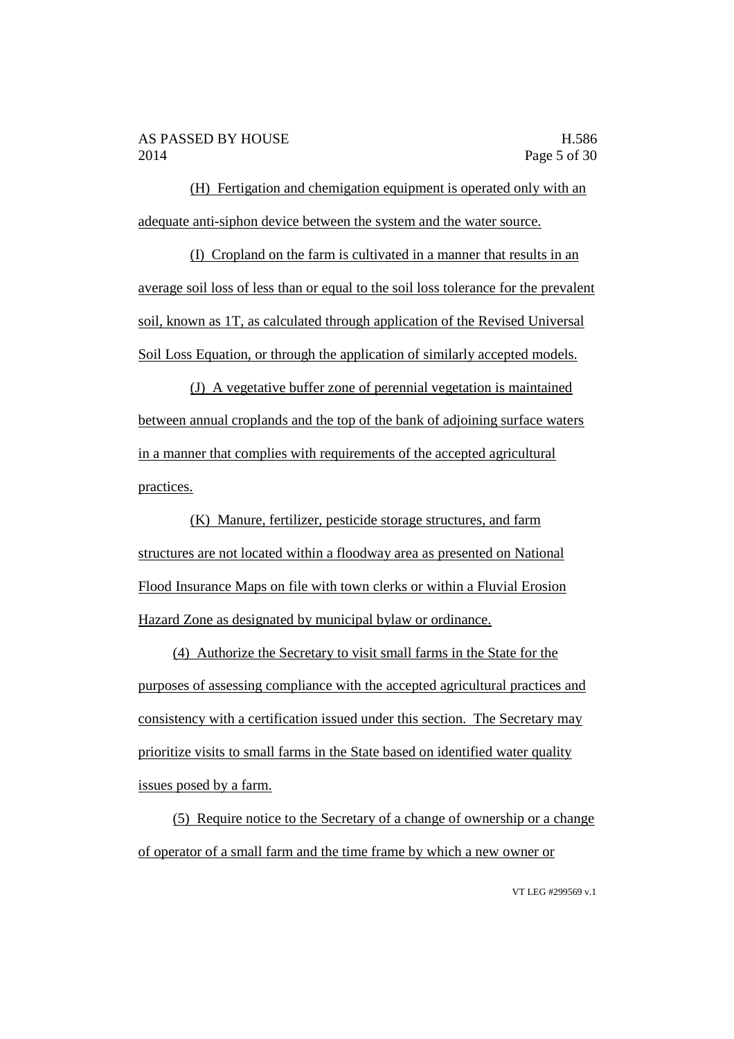(H) Fertigation and chemigation equipment is operated only with an adequate anti-siphon device between the system and the water source.

(I) Cropland on the farm is cultivated in a manner that results in an average soil loss of less than or equal to the soil loss tolerance for the prevalent soil, known as 1T, as calculated through application of the Revised Universal Soil Loss Equation, or through the application of similarly accepted models.

(J) A vegetative buffer zone of perennial vegetation is maintained between annual croplands and the top of the bank of adjoining surface waters in a manner that complies with requirements of the accepted agricultural practices.

(K) Manure, fertilizer, pesticide storage structures, and farm structures are not located within a floodway area as presented on National Flood Insurance Maps on file with town clerks or within a Fluvial Erosion Hazard Zone as designated by municipal bylaw or ordinance.

(4) Authorize the Secretary to visit small farms in the State for the purposes of assessing compliance with the accepted agricultural practices and consistency with a certification issued under this section. The Secretary may prioritize visits to small farms in the State based on identified water quality issues posed by a farm.

(5) Require notice to the Secretary of a change of ownership or a change of operator of a small farm and the time frame by which a new owner or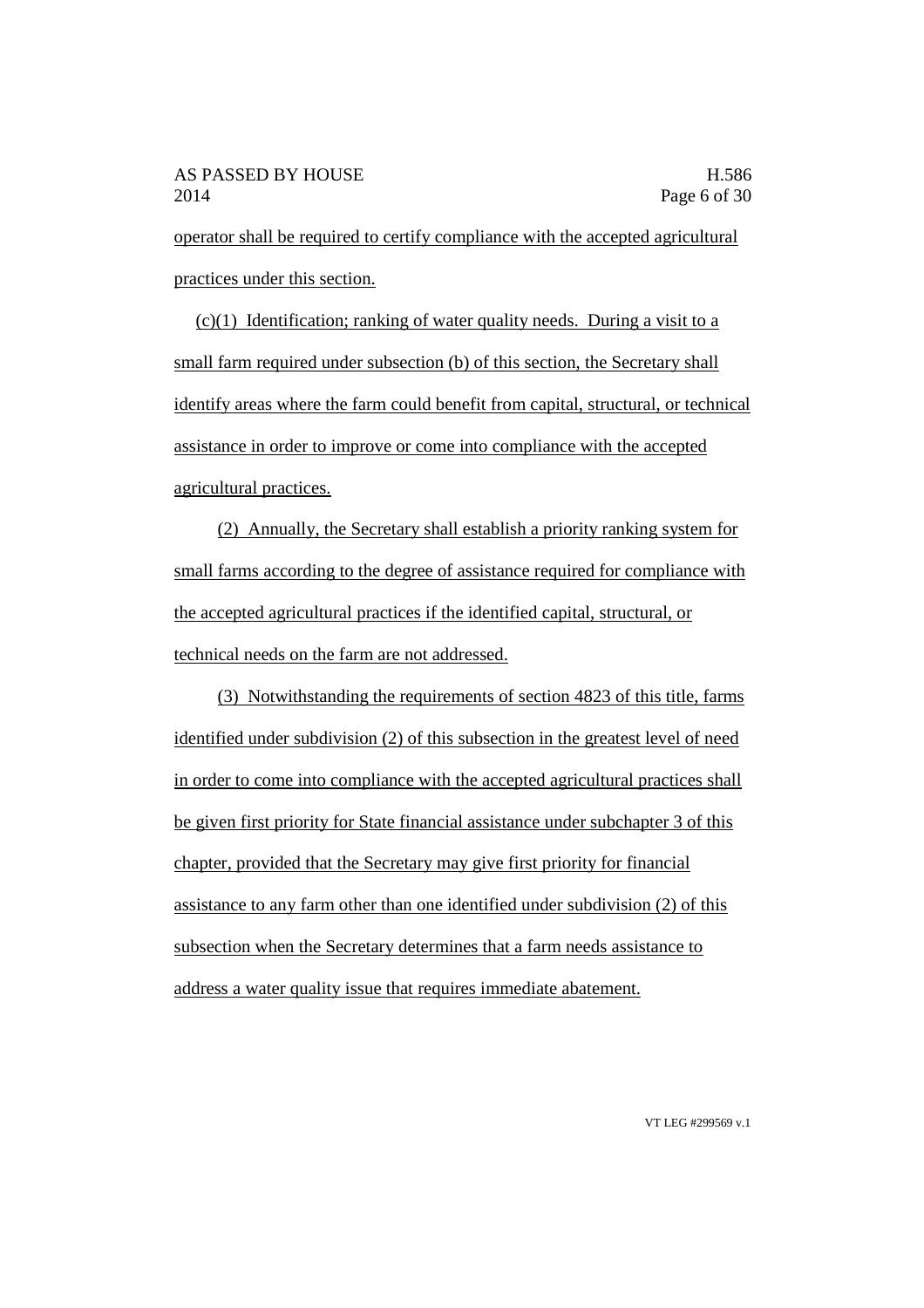operator shall be required to certify compliance with the accepted agricultural practices under this section.

(c)(1) Identification; ranking of water quality needs. During a visit to a small farm required under subsection (b) of this section, the Secretary shall identify areas where the farm could benefit from capital, structural, or technical assistance in order to improve or come into compliance with the accepted agricultural practices.

(2) Annually, the Secretary shall establish a priority ranking system for small farms according to the degree of assistance required for compliance with the accepted agricultural practices if the identified capital, structural, or technical needs on the farm are not addressed.

(3) Notwithstanding the requirements of section 4823 of this title, farms identified under subdivision (2) of this subsection in the greatest level of need in order to come into compliance with the accepted agricultural practices shall be given first priority for State financial assistance under subchapter 3 of this chapter, provided that the Secretary may give first priority for financial assistance to any farm other than one identified under subdivision (2) of this subsection when the Secretary determines that a farm needs assistance to address a water quality issue that requires immediate abatement.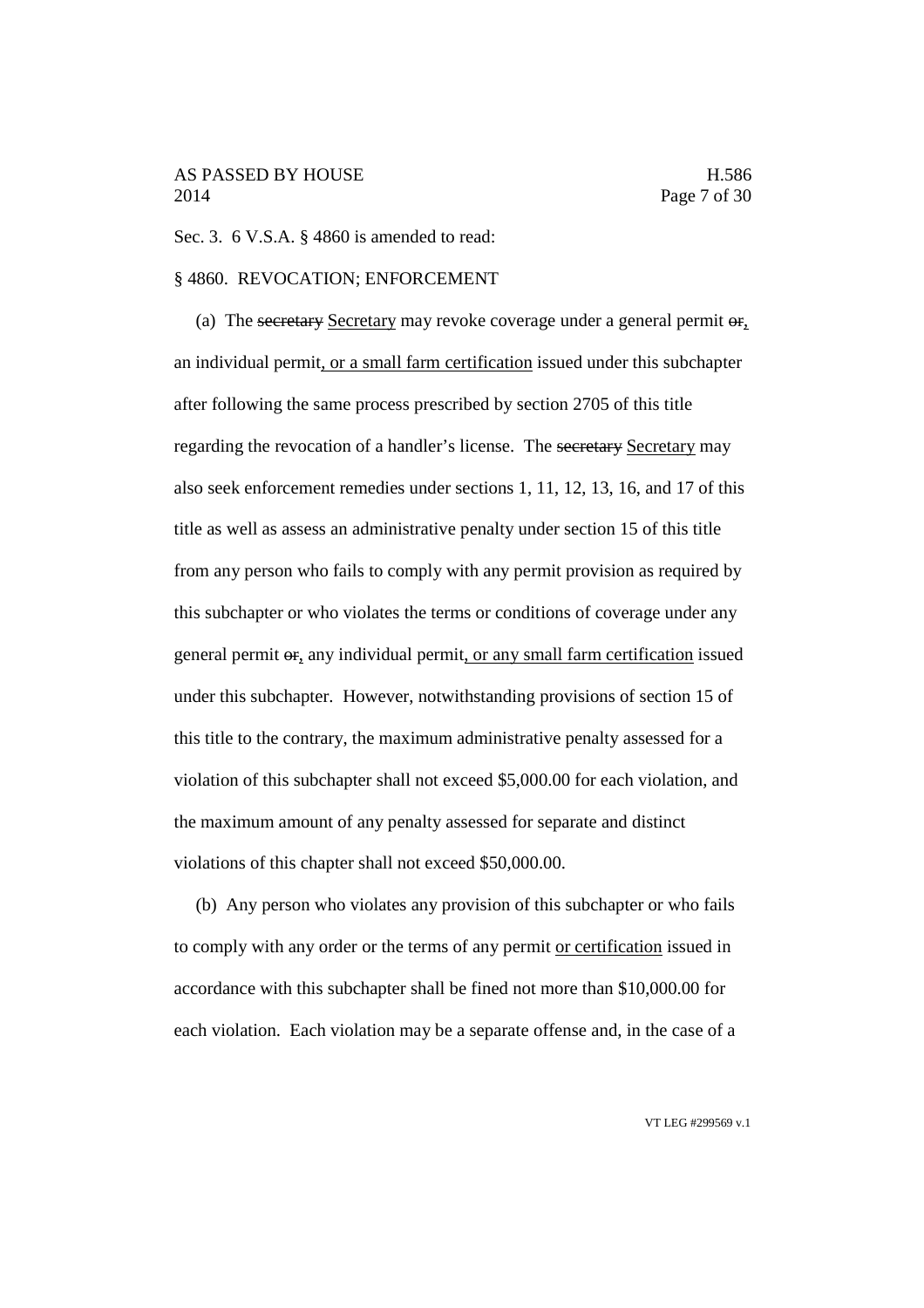Sec. 3. 6 V.S.A. § 4860 is amended to read:

§ 4860. REVOCATION; ENFORCEMENT

(a) The ~~secretary~~ Secretary may revoke coverage under a general permit ~~or~~, an individual permit, or a small farm certification issued under this subchapter after following the same process prescribed by section 2705 of this title regarding the revocation of a handler's license. The ~~secretary~~ Secretary may also seek enforcement remedies under sections 1, 11, 12, 13, 16, and 17 of this title as well as assess an administrative penalty under section 15 of this title from any person who fails to comply with any permit provision as required by this subchapter or who violates the terms or conditions of coverage under any general permit ~~or~~, any individual permit, or any small farm certification issued under this subchapter. However, notwithstanding provisions of section 15 of this title to the contrary, the maximum administrative penalty assessed for a violation of this subchapter shall not exceed $5,000.00 for each violation, and the maximum amount of any penalty assessed for separate and distinct violations of this chapter shall not exceed $50,000.00.

(b) Any person who violates any provision of this subchapter or who fails to comply with any order or the terms of any permit or certification issued in accordance with this subchapter shall be fined not more than $10,000.00 for each violation. Each violation may be a separate offense and, in the case of a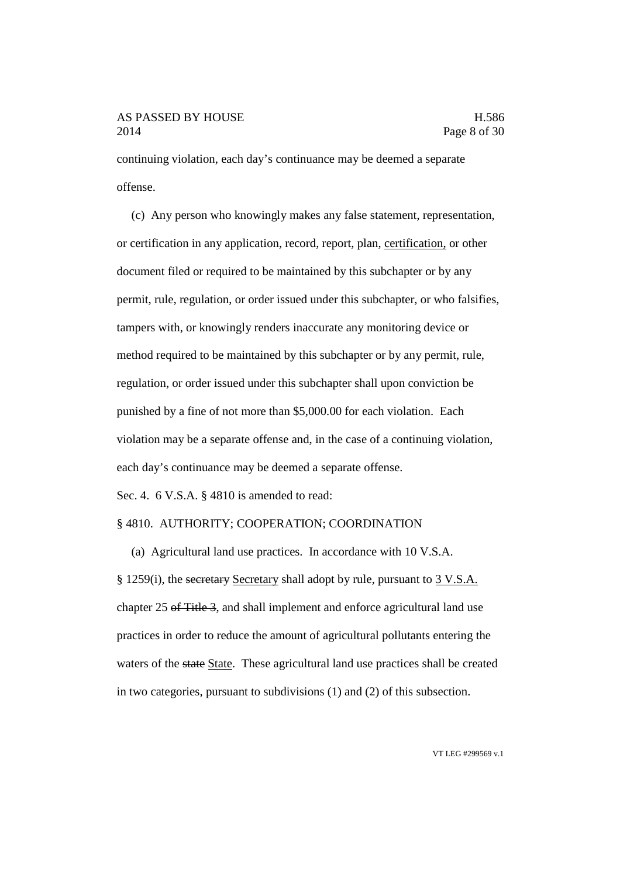continuing violation, each day's continuance may be deemed a separate offense.

(c) Any person who knowingly makes any false statement, representation, or certification in any application, record, report, plan, <u>certification,</u> or other document filed or required to be maintained by this subchapter or by any permit, rule, regulation, or order issued under this subchapter, or who falsifies, tampers with, or knowingly renders inaccurate any monitoring device or method required to be maintained by this subchapter or by any permit, rule, regulation, or order issued under this subchapter shall upon conviction be punished by a fine of not more than $5,000.00 for each violation. Each violation may be a separate offense and, in the case of a continuing violation, each day's continuance may be deemed a separate offense.

Sec. 4. 6 V.S.A. § 4810 is amended to read:

§ 4810. AUTHORITY; COOPERATION; COORDINATION

(a) Agricultural land use practices. In accordance with 10 V.S.A. § 1259(i), the ~~secretary~~ <u>Secretary</u> shall adopt by rule, pursuant to <u>3 V.S.A.</u> chapter 25 ~~of Title 3~~, and shall implement and enforce agricultural land use practices in order to reduce the amount of agricultural pollutants entering the waters of the ~~state~~ <u>State</u>. These agricultural land use practices shall be created in two categories, pursuant to subdivisions (1) and (2) of this subsection.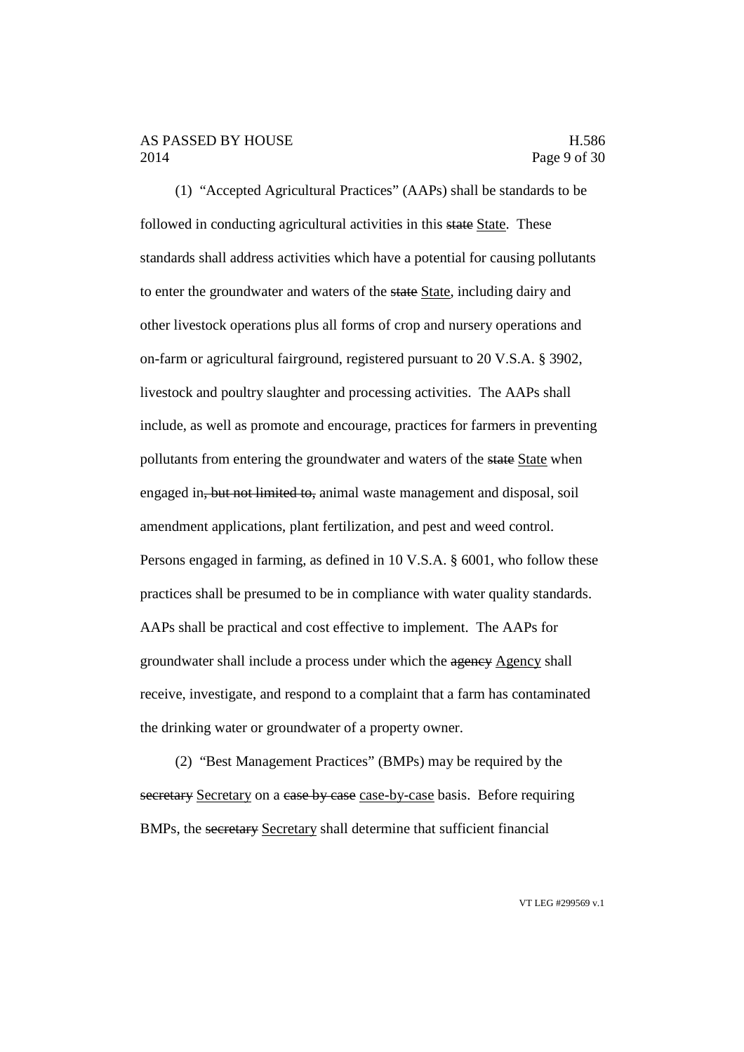(1) "Accepted Agricultural Practices" (AAPs) shall be standards to be followed in conducting agricultural activities in this ~~state~~ <u>State</u>. These standards shall address activities which have a potential for causing pollutants to enter the groundwater and waters of the ~~state~~ <u>State</u>, including dairy and other livestock operations plus all forms of crop and nursery operations and on-farm or agricultural fairground, registered pursuant to 20 V.S.A. § 3902, livestock and poultry slaughter and processing activities. The AAPs shall include, as well as promote and encourage, practices for farmers in preventing pollutants from entering the groundwater and waters of the ~~state~~ <u>State</u> when engaged in~~, but not limited to,~~ animal waste management and disposal, soil amendment applications, plant fertilization, and pest and weed control. Persons engaged in farming, as defined in 10 V.S.A. § 6001, who follow these practices shall be presumed to be in compliance with water quality standards. AAPs shall be practical and cost effective to implement. The AAPs for groundwater shall include a process under which the ~~agency~~ <u>Agency</u> shall receive, investigate, and respond to a complaint that a farm has contaminated the drinking water or groundwater of a property owner.

(2) "Best Management Practices" (BMPs) may be required by the ~~secretary~~ <u>Secretary</u> on a ~~case by case~~ <u>case-by-case</u> basis. Before requiring BMPs, the ~~secretary~~ <u>Secretary</u> shall determine that sufficient financial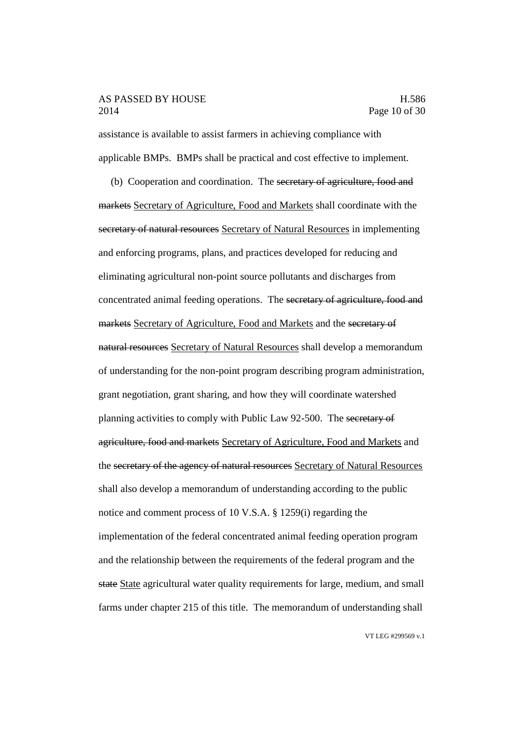assistance is available to assist farmers in achieving compliance with applicable BMPs. BMPs shall be practical and cost effective to implement.

(b) Cooperation and coordination. The ~~secretary of agriculture, food and markets~~ Secretary of Agriculture, Food and Markets shall coordinate with the ~~secretary of natural resources~~ Secretary of Natural Resources in implementing and enforcing programs, plans, and practices developed for reducing and eliminating agricultural non-point source pollutants and discharges from concentrated animal feeding operations. The ~~secretary of agriculture, food and markets~~ Secretary of Agriculture, Food and Markets and the ~~secretary of natural resources~~ Secretary of Natural Resources shall develop a memorandum of understanding for the non-point program describing program administration, grant negotiation, grant sharing, and how they will coordinate watershed planning activities to comply with Public Law 92-500. The ~~secretary of agriculture, food and markets~~ Secretary of Agriculture, Food and Markets and the ~~secretary of the agency of natural resources~~ Secretary of Natural Resources shall also develop a memorandum of understanding according to the public notice and comment process of 10 V.S.A. § 1259(i) regarding the implementation of the federal concentrated animal feeding operation program and the relationship between the requirements of the federal program and the ~~state~~ State agricultural water quality requirements for large, medium, and small farms under chapter 215 of this title. The memorandum of understanding shall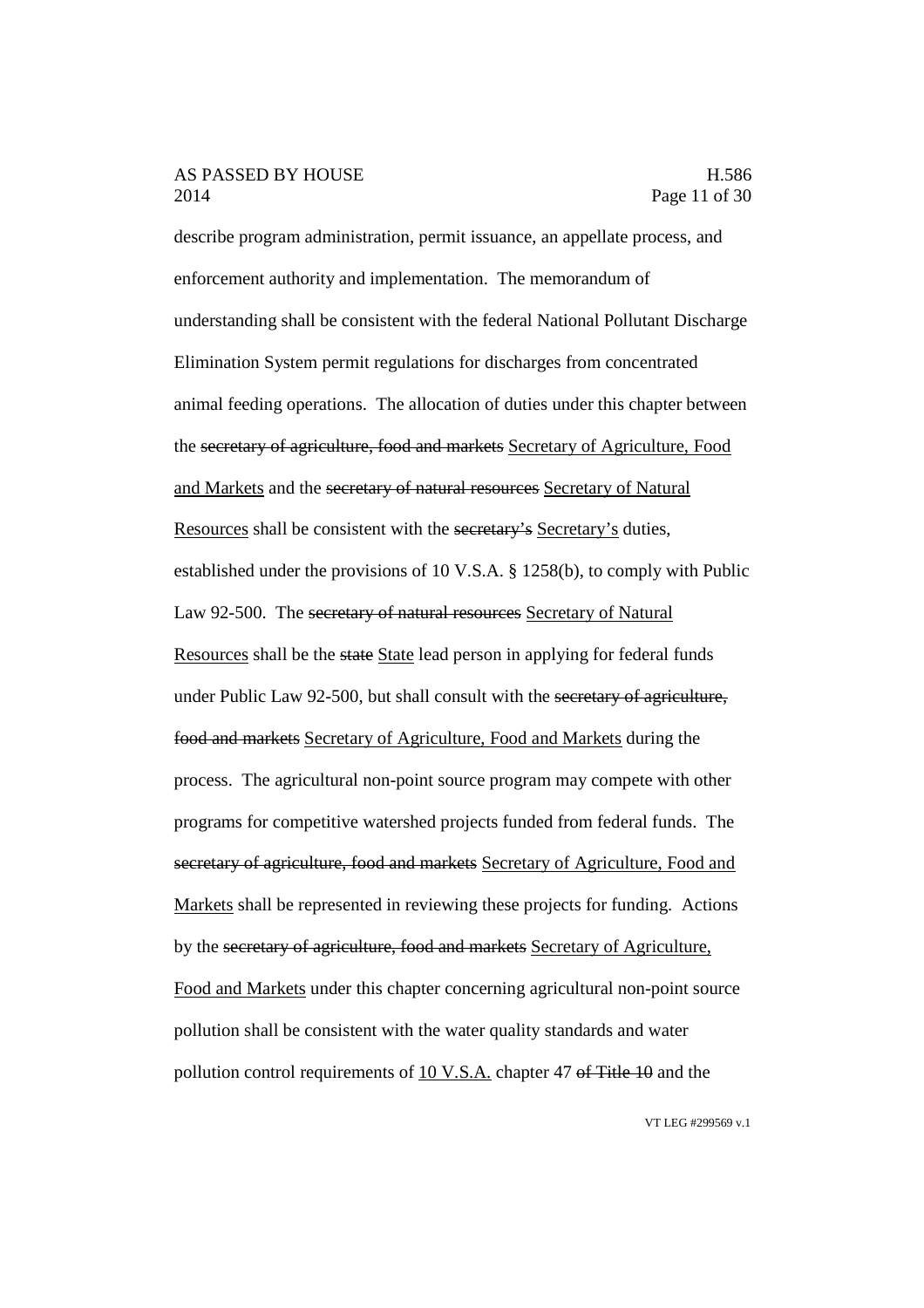describe program administration, permit issuance, an appellate process, and enforcement authority and implementation. The memorandum of understanding shall be consistent with the federal National Pollutant Discharge Elimination System permit regulations for discharges from concentrated animal feeding operations. The allocation of duties under this chapter between the ~~secretary of agriculture, food and markets~~ <u>Secretary of Agriculture, Food and Markets</u> and the ~~secretary of natural resources~~ <u>Secretary of Natural Resources</u> shall be consistent with the ~~secretary's~~ <u>Secretary's</u> duties, established under the provisions of 10 V.S.A. § 1258(b), to comply with Public Law 92-500. The ~~secretary of natural resources~~ <u>Secretary of Natural Resources</u> shall be the ~~state~~ <u>State</u> lead person in applying for federal funds under Public Law 92-500, but shall consult with the ~~secretary of agriculture, food and markets~~ <u>Secretary of Agriculture, Food and Markets</u> during the process. The agricultural non-point source program may compete with other programs for competitive watershed projects funded from federal funds. The ~~secretary of agriculture, food and markets~~ <u>Secretary of Agriculture, Food and Markets</u> shall be represented in reviewing these projects for funding. Actions by the ~~secretary of agriculture, food and markets~~ <u>Secretary of Agriculture, Food and Markets</u> under this chapter concerning agricultural non-point source pollution shall be consistent with the water quality standards and water pollution control requirements of <u>10 V.S.A.</u> chapter 47 ~~of Title 10~~ and the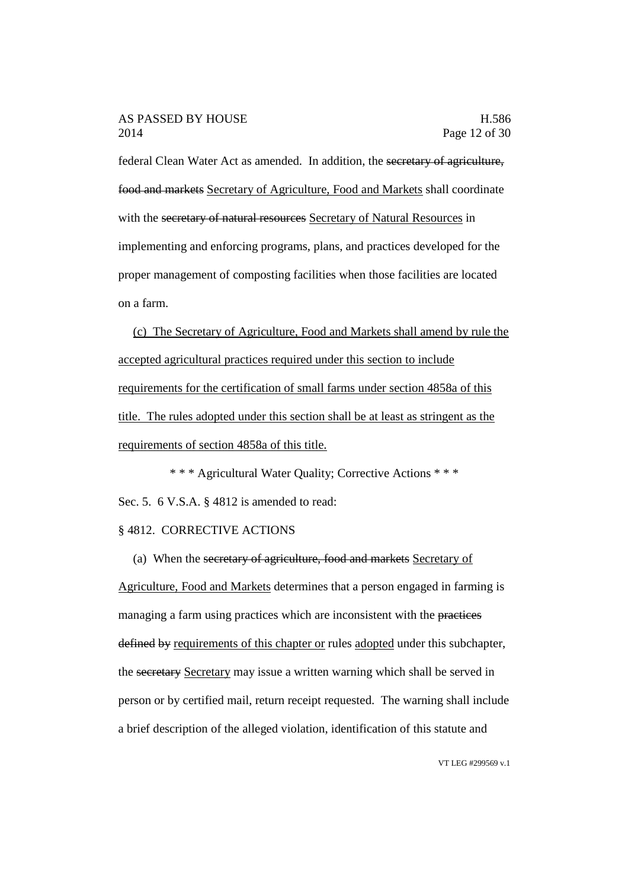federal Clean Water Act as amended. In addition, the ~~secretary of agriculture, food and markets~~ <u>Secretary of Agriculture, Food and Markets</u> shall coordinate with the ~~secretary of natural resources~~ <u>Secretary of Natural Resources</u> in implementing and enforcing programs, plans, and practices developed for the proper management of composting facilities when those facilities are located on a farm.

<u>(c) The Secretary of Agriculture, Food and Markets shall amend by rule the accepted agricultural practices required under this section to include requirements for the certification of small farms under section 4858a of this title. The rules adopted under this section shall be at least as stringent as the requirements of section 4858a of this title.</u>

\* \* \* Agricultural Water Quality; Corrective Actions \* \* \*

Sec. 5. 6 V.S.A. § 4812 is amended to read:

§ 4812. CORRECTIVE ACTIONS

(a) When the ~~secretary of agriculture, food and markets~~ <u>Secretary of Agriculture, Food and Markets</u> determines that a person engaged in farming is managing a farm using practices which are inconsistent with the ~~practices defined by~~ <u>requirements of this chapter or</u> rules <u>adopted</u> under this subchapter, the ~~secretary~~ <u>Secretary</u> may issue a written warning which shall be served in person or by certified mail, return receipt requested. The warning shall include a brief description of the alleged violation, identification of this statute and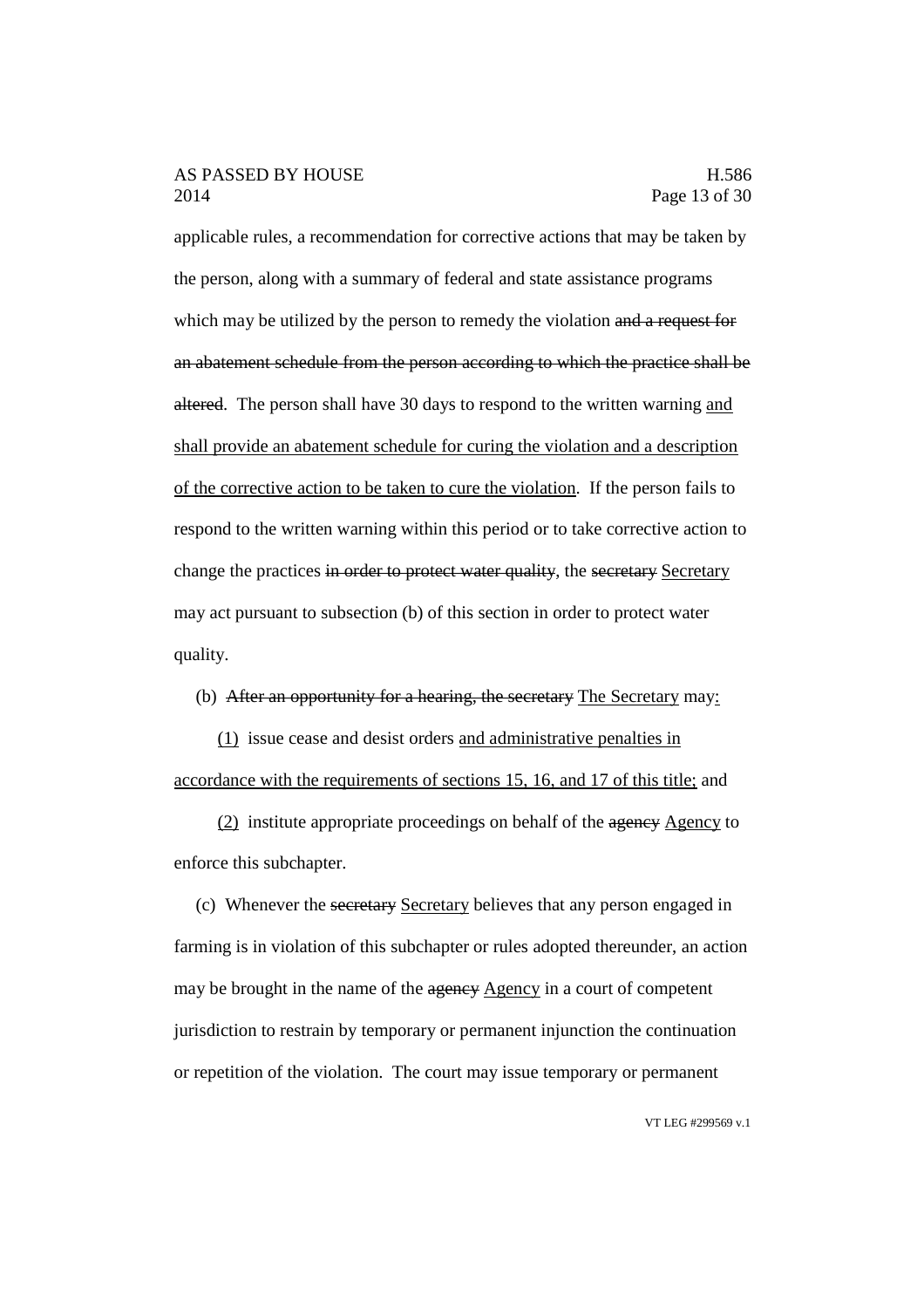applicable rules, a recommendation for corrective actions that may be taken by the person, along with a summary of federal and state assistance programs which may be utilized by the person to remedy the violation ~~and a request for an abatement schedule from the person according to which the practice shall be altered~~. The person shall have 30 days to respond to the written warning <u>and shall provide an abatement schedule for curing the violation and a description of the corrective action to be taken to cure the violation</u>. If the person fails to respond to the written warning within this period or to take corrective action to change the practices ~~in order to protect water quality~~, the ~~secretary~~ <u>Secretary</u> may act pursuant to subsection (b) of this section in order to protect water quality.

(b) ~~After an opportunity for a hearing, the secretary~~ <u>The Secretary</u> may<u>:</u>

<u>(1)</u> issue cease and desist orders <u>and administrative penalties in accordance with the requirements of sections 15, 16, and 17 of this title;</u> and

<u>(2)</u> institute appropriate proceedings on behalf of the ~~agency~~ <u>Agency</u> to enforce this subchapter.

(c) Whenever the ~~secretary~~ <u>Secretary</u> believes that any person engaged in farming is in violation of this subchapter or rules adopted thereunder, an action may be brought in the name of the ~~agency~~ <u>Agency</u> in a court of competent jurisdiction to restrain by temporary or permanent injunction the continuation or repetition of the violation. The court may issue temporary or permanent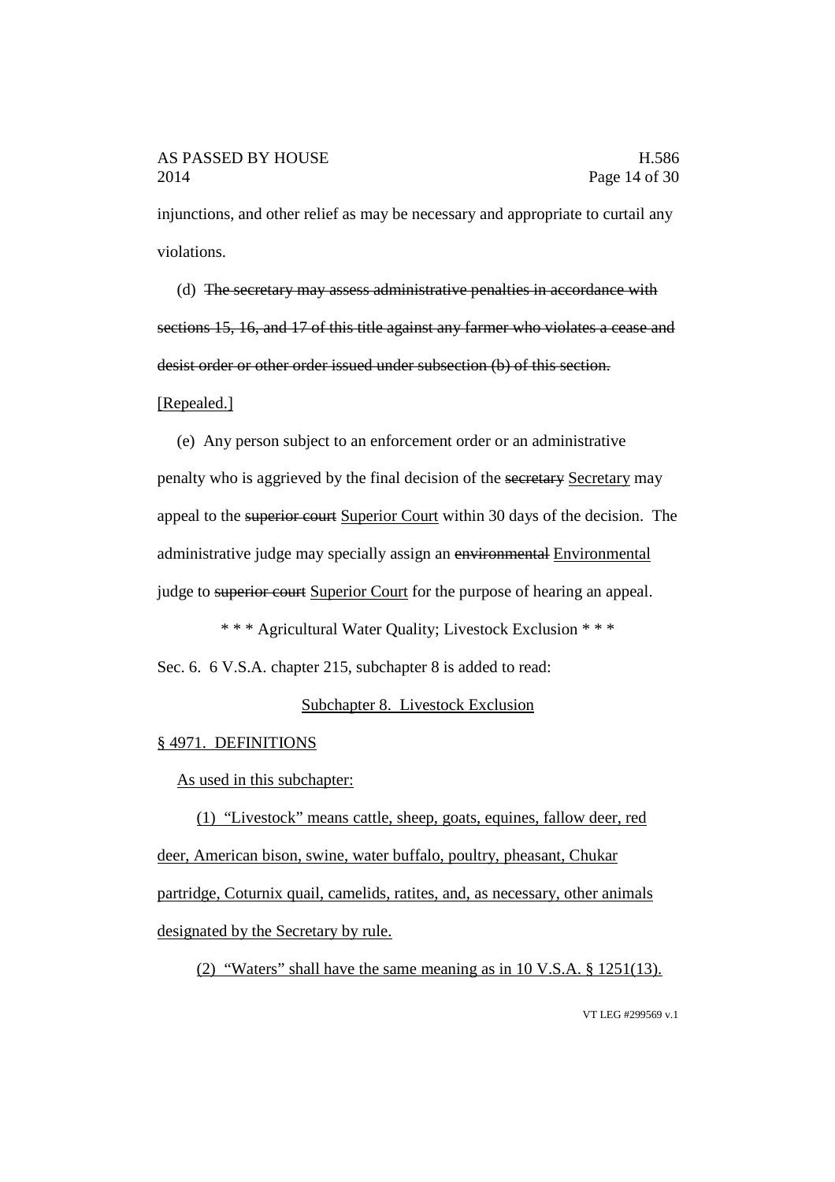injunctions, and other relief as may be necessary and appropriate to curtail any violations.

(d) ~~The secretary may assess administrative penalties in accordance with sections 15, 16, and 17 of this title against any farmer who violates a cease and desist order or other order issued under subsection (b) of this section.~~ [Repealed.]

(e) Any person subject to an enforcement order or an administrative penalty who is aggrieved by the final decision of the ~~secretary~~ Secretary may appeal to the ~~superior court~~ Superior Court within 30 days of the decision. The administrative judge may specially assign an ~~environmental~~ Environmental judge to ~~superior court~~ Superior Court for the purpose of hearing an appeal.

\* \* \* Agricultural Water Quality; Livestock Exclusion \* \* \*

Sec. 6. 6 V.S.A. chapter 215, subchapter 8 is added to read:

Subchapter 8. Livestock Exclusion

§ 4971. DEFINITIONS

As used in this subchapter:

(1) "Livestock" means cattle, sheep, goats, equines, fallow deer, red deer, American bison, swine, water buffalo, poultry, pheasant, Chukar partridge, Coturnix quail, camelids, ratites, and, as necessary, other animals designated by the Secretary by rule.

(2) "Waters" shall have the same meaning as in 10 V.S.A. § 1251(13).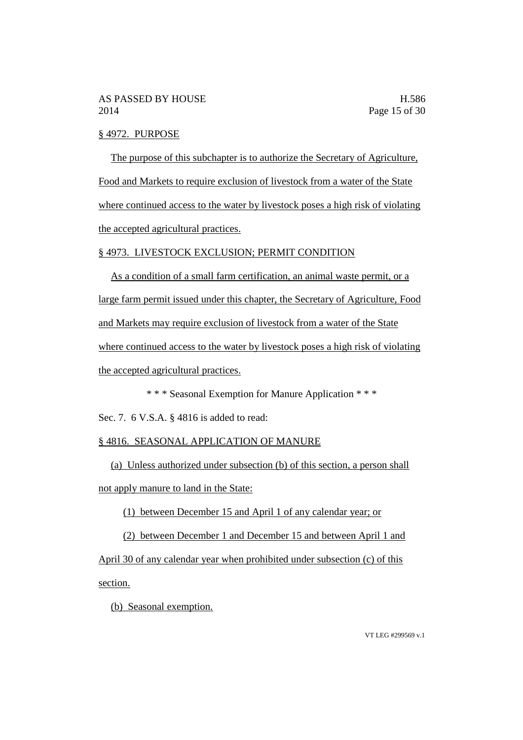§ 4972. PURPOSE

The purpose of this subchapter is to authorize the Secretary of Agriculture, Food and Markets to require exclusion of livestock from a water of the State where continued access to the water by livestock poses a high risk of violating the accepted agricultural practices.

§ 4973. LIVESTOCK EXCLUSION; PERMIT CONDITION

As a condition of a small farm certification, an animal waste permit, or a large farm permit issued under this chapter, the Secretary of Agriculture, Food and Markets may require exclusion of livestock from a water of the State where continued access to the water by livestock poses a high risk of violating the accepted agricultural practices.

\* \* \* Seasonal Exemption for Manure Application \* \* \*

Sec. 7. 6 V.S.A. § 4816 is added to read:

§ 4816. SEASONAL APPLICATION OF MANURE

(a) Unless authorized under subsection (b) of this section, a person shall not apply manure to land in the State:

(1) between December 15 and April 1 of any calendar year; or

(2) between December 1 and December 15 and between April 1 and April 30 of any calendar year when prohibited under subsection (c) of this section.

(b) Seasonal exemption.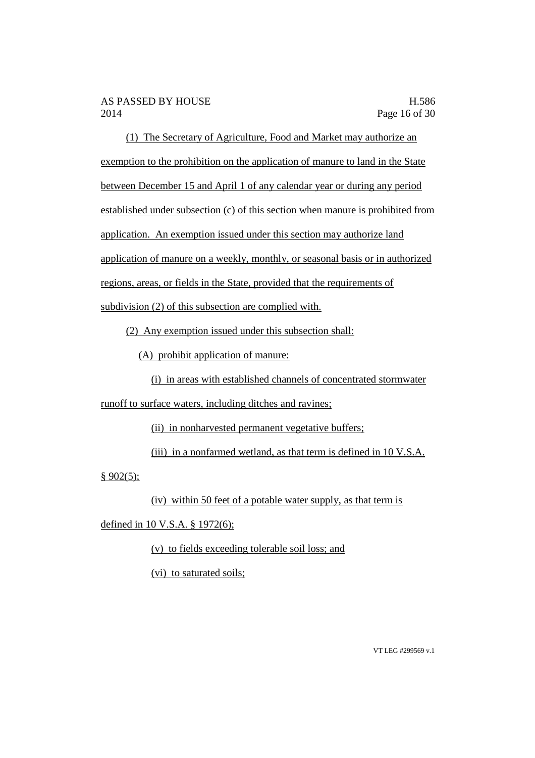(1) The Secretary of Agriculture, Food and Market may authorize an exemption to the prohibition on the application of manure to land in the State between December 15 and April 1 of any calendar year or during any period established under subsection (c) of this section when manure is prohibited from application. An exemption issued under this section may authorize land application of manure on a weekly, monthly, or seasonal basis or in authorized regions, areas, or fields in the State, provided that the requirements of subdivision (2) of this subsection are complied with.

(2) Any exemption issued under this subsection shall:

(A) prohibit application of manure:

(i) in areas with established channels of concentrated stormwater runoff to surface waters, including ditches and ravines;

(ii) in nonharvested permanent vegetative buffers;

(iii) in a nonfarmed wetland, as that term is defined in 10 V.S.A. § 902(5);

(iv) within 50 feet of a potable water supply, as that term is defined in 10 V.S.A. § 1972(6);

(v) to fields exceeding tolerable soil loss; and

(vi) to saturated soils;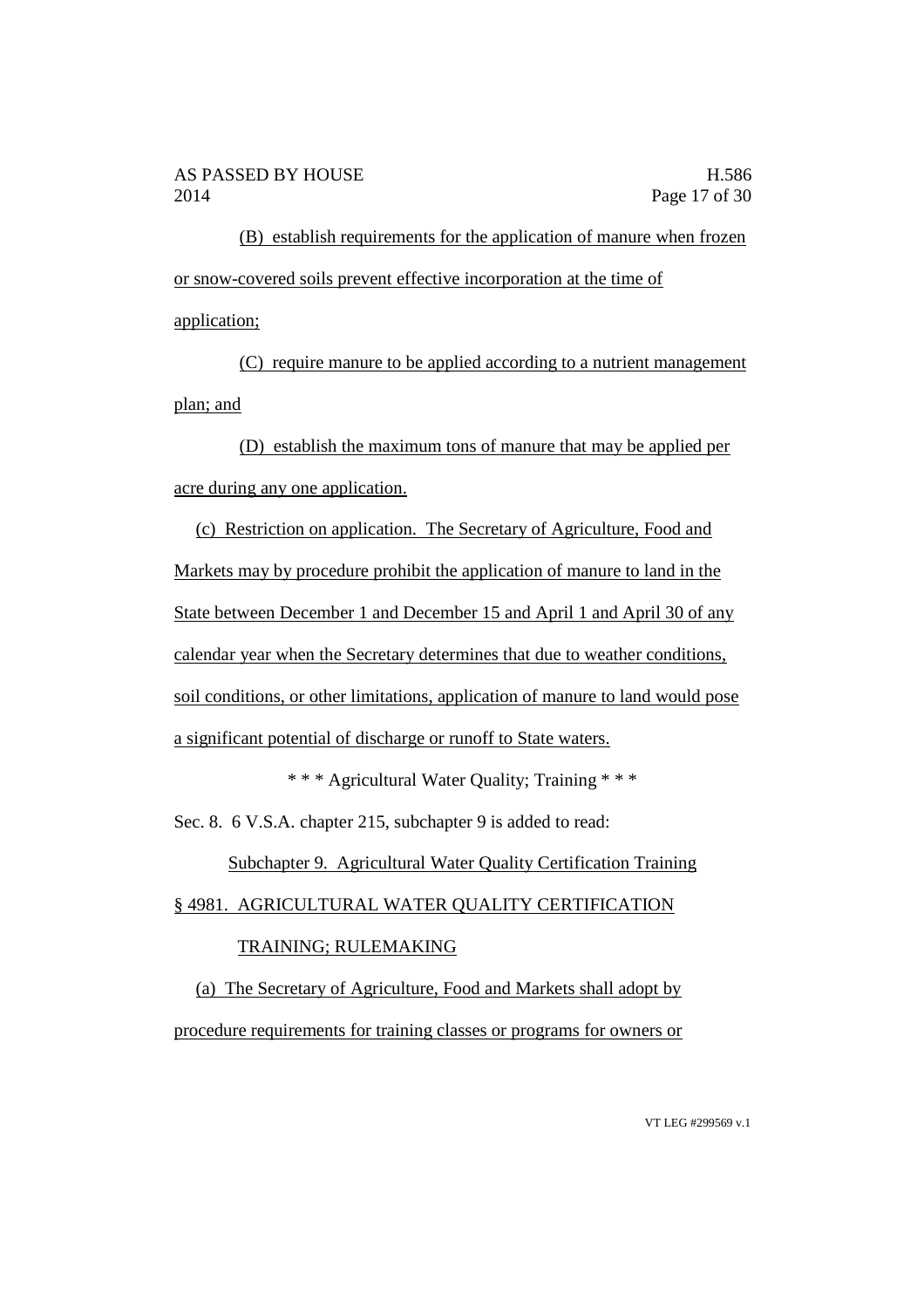(B) establish requirements for the application of manure when frozen or snow-covered soils prevent effective incorporation at the time of application;

(C) require manure to be applied according to a nutrient management plan; and

(D) establish the maximum tons of manure that may be applied per acre during any one application.

(c) Restriction on application. The Secretary of Agriculture, Food and Markets may by procedure prohibit the application of manure to land in the State between December 1 and December 15 and April 1 and April 30 of any calendar year when the Secretary determines that due to weather conditions, soil conditions, or other limitations, application of manure to land would pose a significant potential of discharge or runoff to State waters.

\* \* \* Agricultural Water Quality; Training \* \* \*

Sec. 8. 6 V.S.A. chapter 215, subchapter 9 is added to read:

Subchapter 9. Agricultural Water Quality Certification Training

§ 4981. AGRICULTURAL WATER QUALITY CERTIFICATION TRAINING; RULEMAKING

(a) The Secretary of Agriculture, Food and Markets shall adopt by procedure requirements for training classes or programs for owners or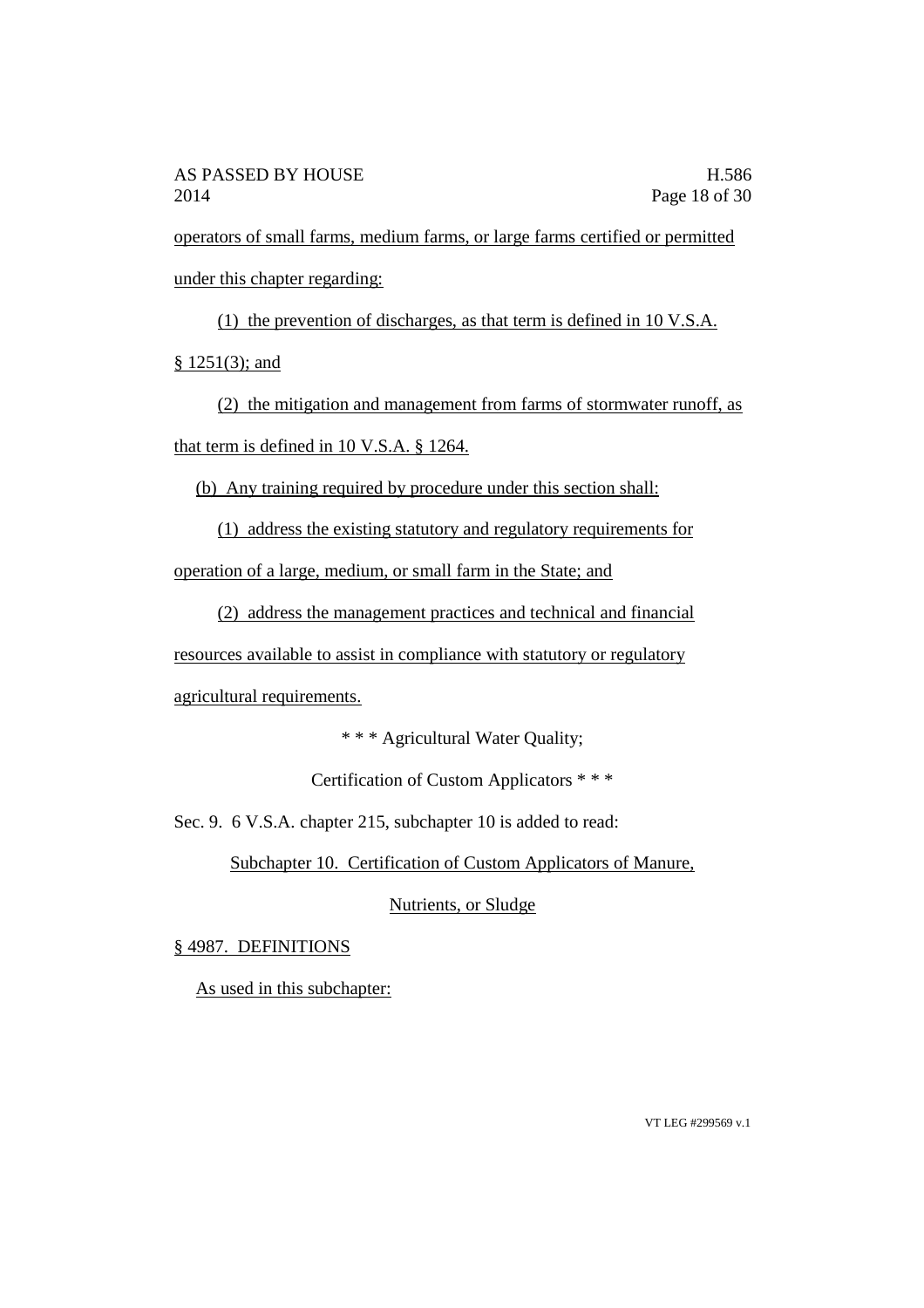operators of small farms, medium farms, or large farms certified or permitted under this chapter regarding:

(1) the prevention of discharges, as that term is defined in 10 V.S.A. § 1251(3); and

(2) the mitigation and management from farms of stormwater runoff, as that term is defined in 10 V.S.A. § 1264.

(b) Any training required by procedure under this section shall:

(1) address the existing statutory and regulatory requirements for operation of a large, medium, or small farm in the State; and

(2) address the management practices and technical and financial resources available to assist in compliance with statutory or regulatory agricultural requirements.

\* \* \* Agricultural Water Quality;

Certification of Custom Applicators \* \* \*

Sec. 9. 6 V.S.A. chapter 215, subchapter 10 is added to read:

Subchapter 10. Certification of Custom Applicators of Manure, Nutrients, or Sludge

§ 4987. DEFINITIONS

As used in this subchapter: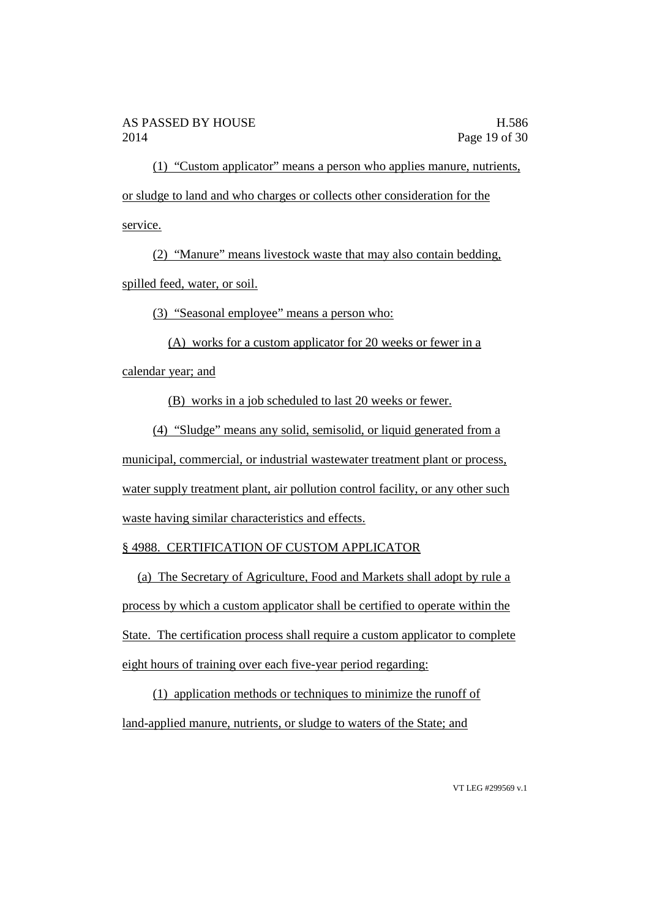(1) "Custom applicator" means a person who applies manure, nutrients, or sludge to land and who charges or collects other consideration for the service.

(2) "Manure" means livestock waste that may also contain bedding, spilled feed, water, or soil.

(3) "Seasonal employee" means a person who:

(A) works for a custom applicator for 20 weeks or fewer in a calendar year; and

(B) works in a job scheduled to last 20 weeks or fewer.

(4) "Sludge" means any solid, semisolid, or liquid generated from a municipal, commercial, or industrial wastewater treatment plant or process, water supply treatment plant, air pollution control facility, or any other such waste having similar characteristics and effects.

§ 4988. CERTIFICATION OF CUSTOM APPLICATOR

(a) The Secretary of Agriculture, Food and Markets shall adopt by rule a process by which a custom applicator shall be certified to operate within the State. The certification process shall require a custom applicator to complete eight hours of training over each five-year period regarding:

(1) application methods or techniques to minimize the runoff of land-applied manure, nutrients, or sludge to waters of the State; and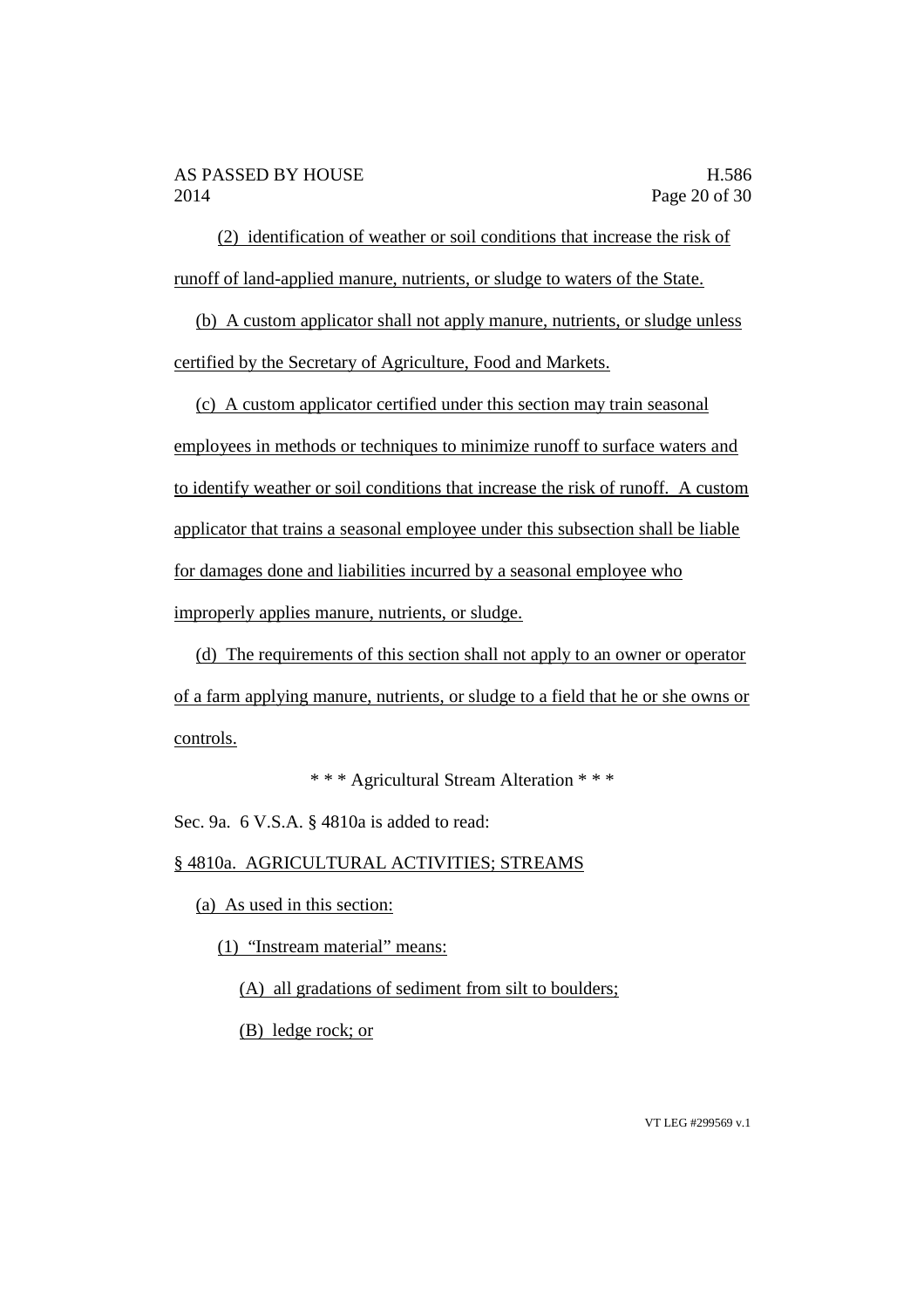(2) identification of weather or soil conditions that increase the risk of runoff of land-applied manure, nutrients, or sludge to waters of the State.

(b) A custom applicator shall not apply manure, nutrients, or sludge unless certified by the Secretary of Agriculture, Food and Markets.

(c) A custom applicator certified under this section may train seasonal employees in methods or techniques to minimize runoff to surface waters and to identify weather or soil conditions that increase the risk of runoff. A custom applicator that trains a seasonal employee under this subsection shall be liable for damages done and liabilities incurred by a seasonal employee who improperly applies manure, nutrients, or sludge.

(d) The requirements of this section shall not apply to an owner or operator of a farm applying manure, nutrients, or sludge to a field that he or she owns or controls.

* * * Agricultural Stream Alteration * * *

Sec. 9a. 6 V.S.A. § 4810a is added to read:

§ 4810a. AGRICULTURAL ACTIVITIES; STREAMS

(a) As used in this section:

(1) "Instream material" means:

(A) all gradations of sediment from silt to boulders;

(B) ledge rock; or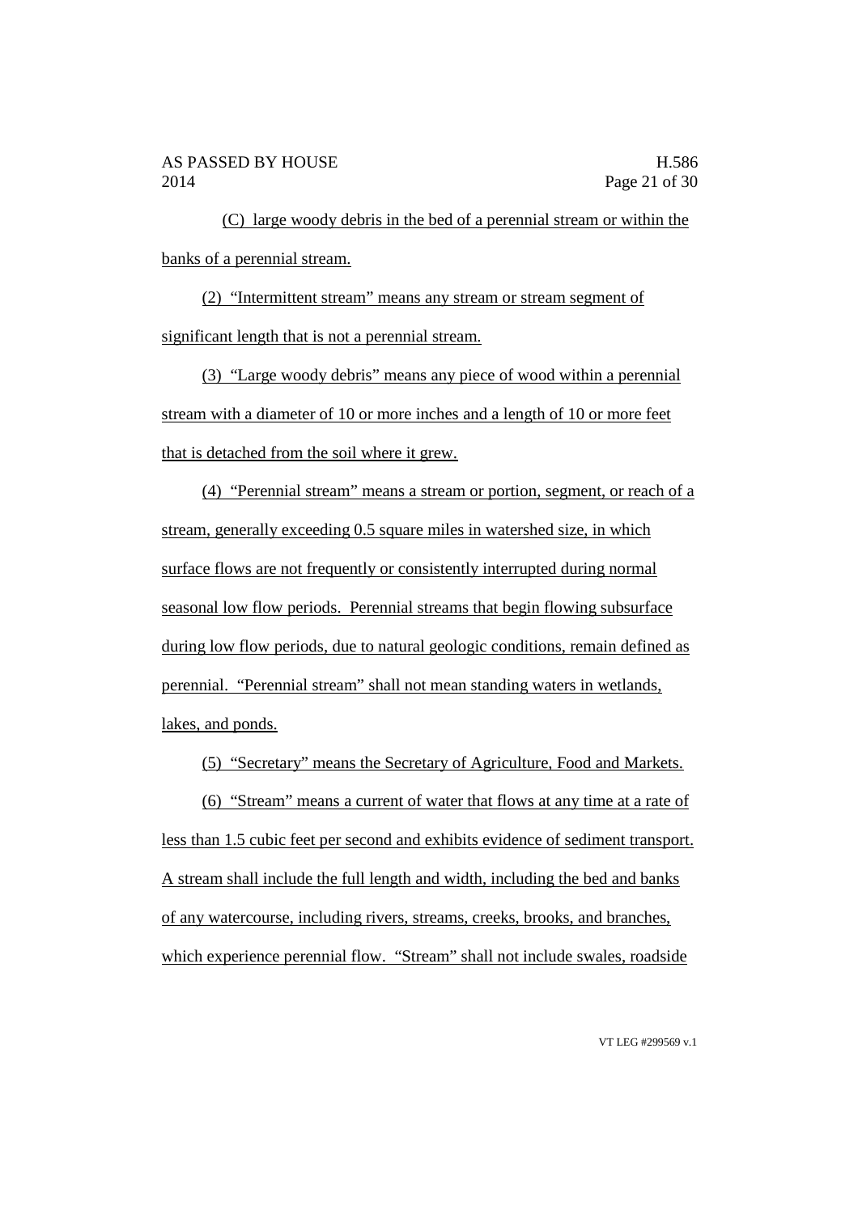(C) large woody debris in the bed of a perennial stream or within the banks of a perennial stream.

(2) "Intermittent stream" means any stream or stream segment of significant length that is not a perennial stream.

(3) "Large woody debris" means any piece of wood within a perennial stream with a diameter of 10 or more inches and a length of 10 or more feet that is detached from the soil where it grew.

(4) "Perennial stream" means a stream or portion, segment, or reach of a stream, generally exceeding 0.5 square miles in watershed size, in which surface flows are not frequently or consistently interrupted during normal seasonal low flow periods. Perennial streams that begin flowing subsurface during low flow periods, due to natural geologic conditions, remain defined as perennial. "Perennial stream" shall not mean standing waters in wetlands, lakes, and ponds.

(5) "Secretary" means the Secretary of Agriculture, Food and Markets.

(6) "Stream" means a current of water that flows at any time at a rate of less than 1.5 cubic feet per second and exhibits evidence of sediment transport. A stream shall include the full length and width, including the bed and banks of any watercourse, including rivers, streams, creeks, brooks, and branches, which experience perennial flow. "Stream" shall not include swales, roadside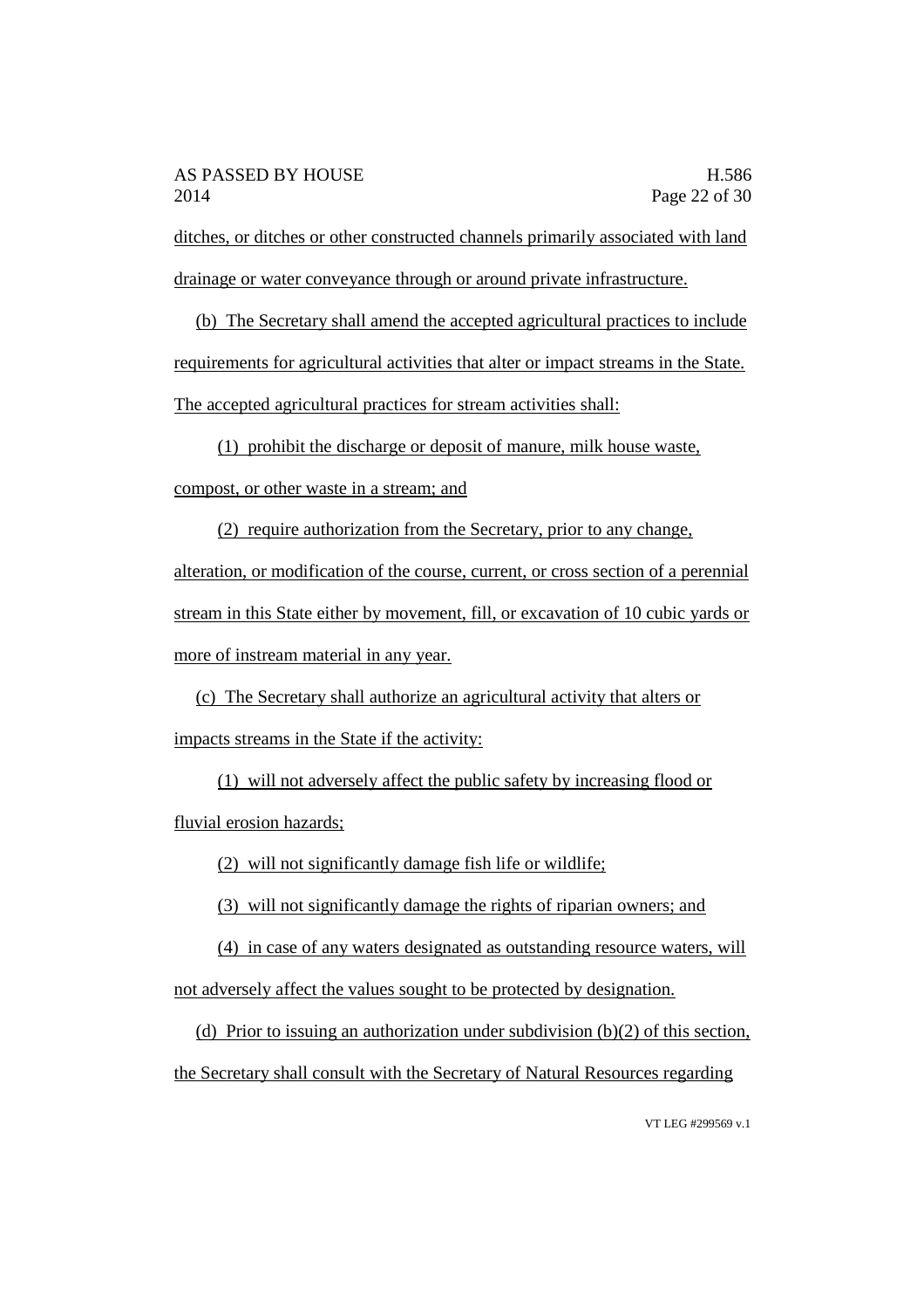ditches, or ditches or other constructed channels primarily associated with land drainage or water conveyance through or around private infrastructure.

(b) The Secretary shall amend the accepted agricultural practices to include requirements for agricultural activities that alter or impact streams in the State. The accepted agricultural practices for stream activities shall:

(1) prohibit the discharge or deposit of manure, milk house waste, compost, or other waste in a stream; and

(2) require authorization from the Secretary, prior to any change, alteration, or modification of the course, current, or cross section of a perennial stream in this State either by movement, fill, or excavation of 10 cubic yards or more of instream material in any year.

(c) The Secretary shall authorize an agricultural activity that alters or impacts streams in the State if the activity:

(1) will not adversely affect the public safety by increasing flood or fluvial erosion hazards;

(2) will not significantly damage fish life or wildlife;

(3) will not significantly damage the rights of riparian owners; and

(4) in case of any waters designated as outstanding resource waters, will not adversely affect the values sought to be protected by designation.

(d) Prior to issuing an authorization under subdivision (b)(2) of this section, the Secretary shall consult with the Secretary of Natural Resources regarding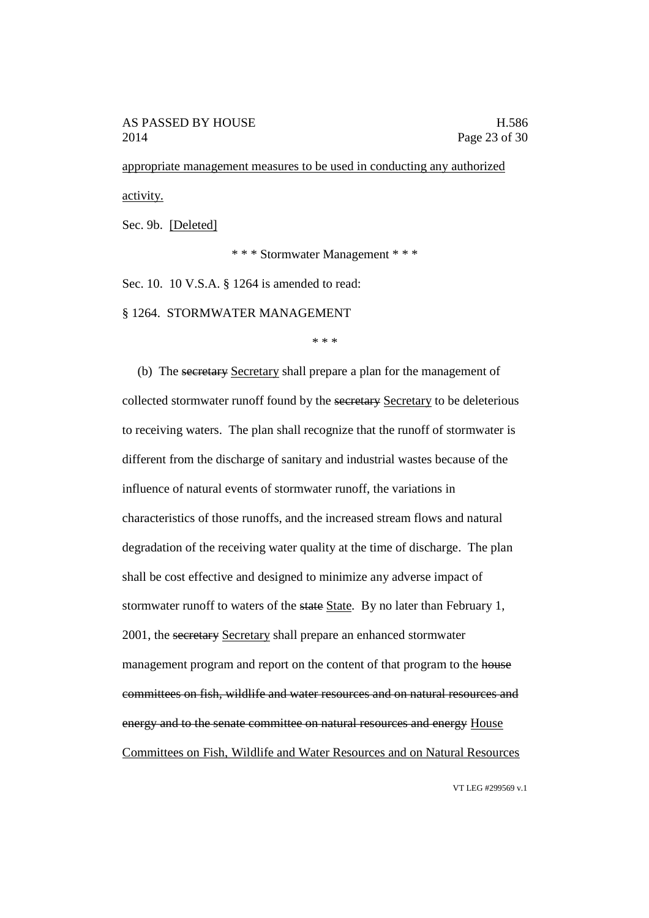appropriate management measures to be used in conducting any authorized activity.

Sec. 9b. [Deleted]

\* \* \* Stormwater Management \* \* \*

Sec. 10. 10 V.S.A. § 1264 is amended to read:

§ 1264. STORMWATER MANAGEMENT

\* \* \*

(b) The ~~secretary~~ Secretary shall prepare a plan for the management of collected stormwater runoff found by the ~~secretary~~ Secretary to be deleterious to receiving waters. The plan shall recognize that the runoff of stormwater is different from the discharge of sanitary and industrial wastes because of the influence of natural events of stormwater runoff, the variations in characteristics of those runoffs, and the increased stream flows and natural degradation of the receiving water quality at the time of discharge. The plan shall be cost effective and designed to minimize any adverse impact of stormwater runoff to waters of the ~~state~~ State. By no later than February 1, 2001, the ~~secretary~~ Secretary shall prepare an enhanced stormwater management program and report on the content of that program to the ~~house committees on fish, wildlife and water resources and on natural resources and energy and to the senate committee on natural resources and energy~~ House Committees on Fish, Wildlife and Water Resources and on Natural Resources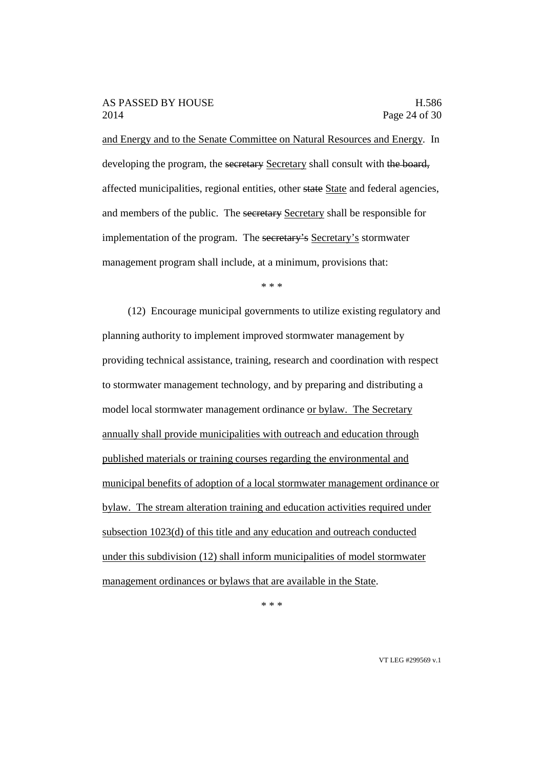and Energy and to the Senate Committee on Natural Resources and Energy. In developing the program, the ~~secretary~~ Secretary shall consult with ~~the board,~~ affected municipalities, regional entities, other ~~state~~ State and federal agencies, and members of the public. The ~~secretary~~ Secretary shall be responsible for implementation of the program. The ~~secretary's~~ Secretary's stormwater management program shall include, at a minimum, provisions that:

\* \* \*

(12) Encourage municipal governments to utilize existing regulatory and planning authority to implement improved stormwater management by providing technical assistance, training, research and coordination with respect to stormwater management technology, and by preparing and distributing a model local stormwater management ordinance or bylaw. The Secretary annually shall provide municipalities with outreach and education through published materials or training courses regarding the environmental and municipal benefits of adoption of a local stormwater management ordinance or bylaw. The stream alteration training and education activities required under subsection 1023(d) of this title and any education and outreach conducted under this subdivision (12) shall inform municipalities of model stormwater management ordinances or bylaws that are available in the State.

\* \* \*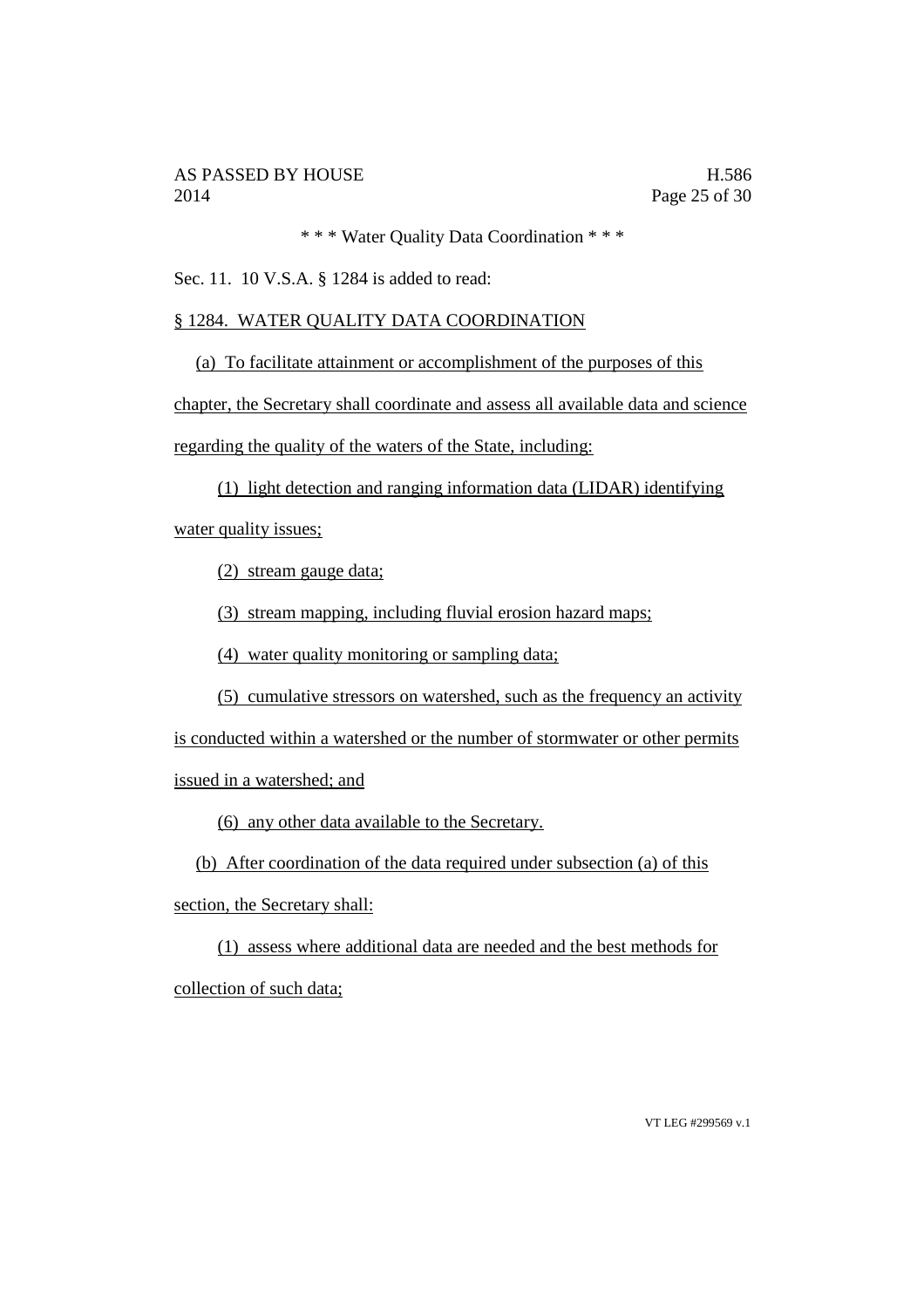* * * Water Quality Data Coordination * * *

Sec. 11. 10 V.S.A. § 1284 is added to read:

§ 1284. WATER QUALITY DATA COORDINATION

(a) To facilitate attainment or accomplishment of the purposes of this chapter, the Secretary shall coordinate and assess all available data and science regarding the quality of the waters of the State, including:

(1) light detection and ranging information data (LIDAR) identifying water quality issues;

(2) stream gauge data;

(3) stream mapping, including fluvial erosion hazard maps;

(4) water quality monitoring or sampling data;

(5) cumulative stressors on watershed, such as the frequency an activity is conducted within a watershed or the number of stormwater or other permits issued in a watershed; and

(6) any other data available to the Secretary.

(b) After coordination of the data required under subsection (a) of this section, the Secretary shall:

(1) assess where additional data are needed and the best methods for collection of such data;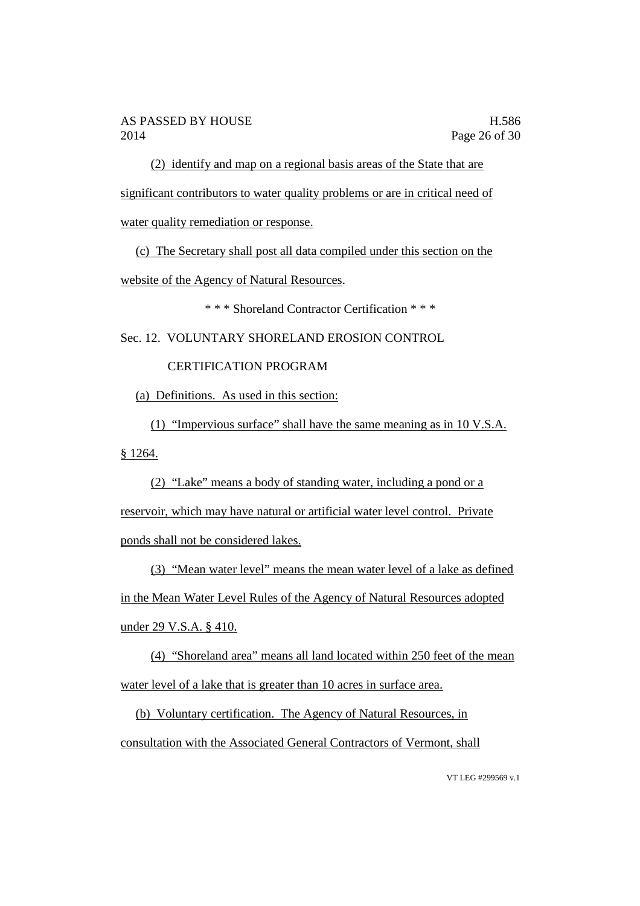(2) identify and map on a regional basis areas of the State that are significant contributors to water quality problems or are in critical need of water quality remediation or response.

(c) The Secretary shall post all data compiled under this section on the website of the Agency of Natural Resources.

\* \* \* Shoreland Contractor Certification \* \* \*

Sec. 12. VOLUNTARY SHORELAND EROSION CONTROL CERTIFICATION PROGRAM

(a) Definitions. As used in this section:

(1) "Impervious surface" shall have the same meaning as in 10 V.S.A. § 1264.

(2) "Lake" means a body of standing water, including a pond or a reservoir, which may have natural or artificial water level control. Private ponds shall not be considered lakes.

(3) "Mean water level" means the mean water level of a lake as defined in the Mean Water Level Rules of the Agency of Natural Resources adopted under 29 V.S.A. § 410.

(4) "Shoreland area" means all land located within 250 feet of the mean water level of a lake that is greater than 10 acres in surface area.

(b) Voluntary certification. The Agency of Natural Resources, in consultation with the Associated General Contractors of Vermont, shall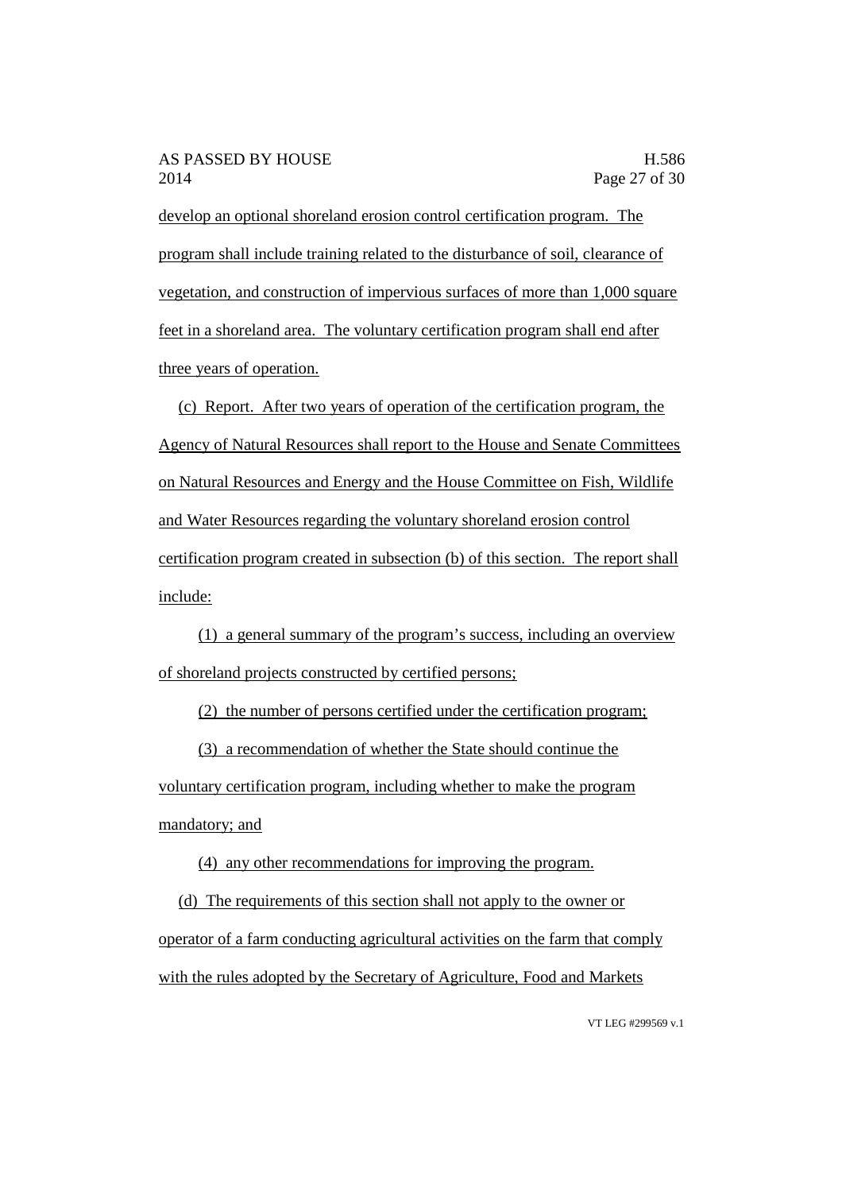develop an optional shoreland erosion control certification program. The program shall include training related to the disturbance of soil, clearance of vegetation, and construction of impervious surfaces of more than 1,000 square feet in a shoreland area. The voluntary certification program shall end after three years of operation.

(c) Report. After two years of operation of the certification program, the Agency of Natural Resources shall report to the House and Senate Committees on Natural Resources and Energy and the House Committee on Fish, Wildlife and Water Resources regarding the voluntary shoreland erosion control certification program created in subsection (b) of this section. The report shall include:

(1) a general summary of the program's success, including an overview of shoreland projects constructed by certified persons;

(2) the number of persons certified under the certification program;

(3) a recommendation of whether the State should continue the voluntary certification program, including whether to make the program mandatory; and

(4) any other recommendations for improving the program.

(d) The requirements of this section shall not apply to the owner or operator of a farm conducting agricultural activities on the farm that comply with the rules adopted by the Secretary of Agriculture, Food and Markets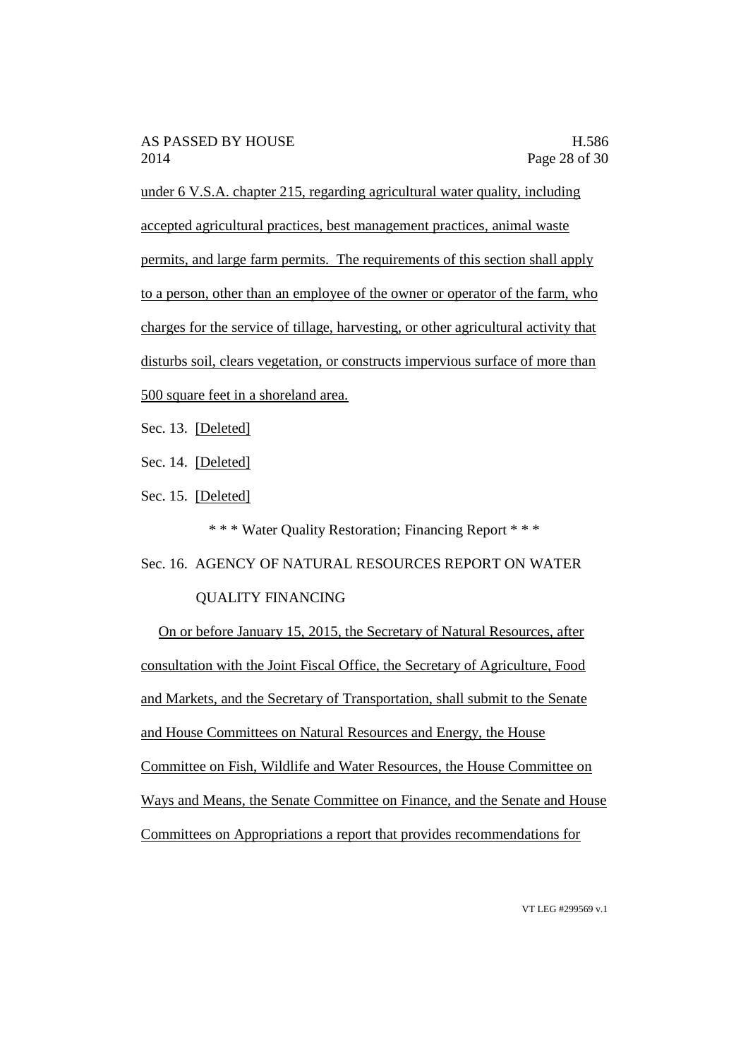under 6 V.S.A. chapter 215, regarding agricultural water quality, including accepted agricultural practices, best management practices, animal waste permits, and large farm permits. The requirements of this section shall apply to a person, other than an employee of the owner or operator of the farm, who charges for the service of tillage, harvesting, or other agricultural activity that disturbs soil, clears vegetation, or constructs impervious surface of more than 500 square feet in a shoreland area.

Sec. 13. [Deleted]

Sec. 14. [Deleted]

Sec. 15. [Deleted]

\* \* \* Water Quality Restoration; Financing Report \* \* \*

Sec. 16. AGENCY OF NATURAL RESOURCES REPORT ON WATER QUALITY FINANCING

On or before January 15, 2015, the Secretary of Natural Resources, after consultation with the Joint Fiscal Office, the Secretary of Agriculture, Food and Markets, and the Secretary of Transportation, shall submit to the Senate and House Committees on Natural Resources and Energy, the House Committee on Fish, Wildlife and Water Resources, the House Committee on Ways and Means, the Senate Committee on Finance, and the Senate and House Committees on Appropriations a report that provides recommendations for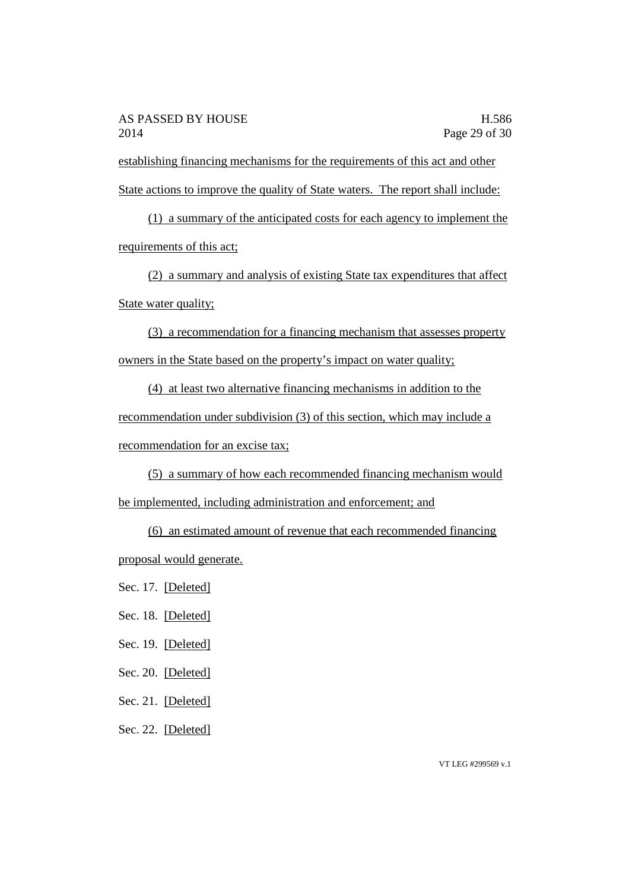establishing financing mechanisms for the requirements of this act and other State actions to improve the quality of State waters. The report shall include:

(1) a summary of the anticipated costs for each agency to implement the requirements of this act;

(2) a summary and analysis of existing State tax expenditures that affect State water quality;

(3) a recommendation for a financing mechanism that assesses property owners in the State based on the property's impact on water quality;

(4) at least two alternative financing mechanisms in addition to the recommendation under subdivision (3) of this section, which may include a recommendation for an excise tax;

(5) a summary of how each recommended financing mechanism would be implemented, including administration and enforcement; and

(6) an estimated amount of revenue that each recommended financing proposal would generate.

Sec. 17. [Deleted]

Sec. 18. [Deleted]

Sec. 19. [Deleted]

Sec. 20. [Deleted]

Sec. 21. [Deleted]

Sec. 22. [Deleted]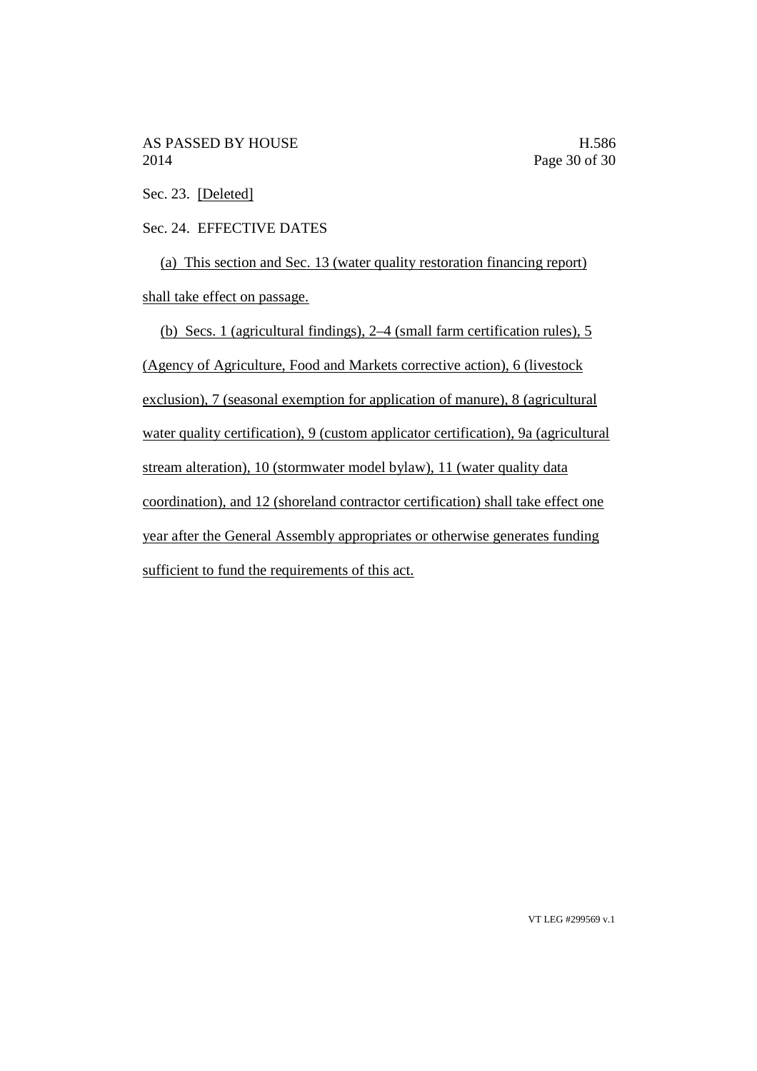Sec. 23. [Deleted]

Sec. 24. EFFECTIVE DATES

(a) This section and Sec. 13 (water quality restoration financing report) shall take effect on passage.

(b) Secs. 1 (agricultural findings), 2–4 (small farm certification rules), 5 (Agency of Agriculture, Food and Markets corrective action), 6 (livestock exclusion), 7 (seasonal exemption for application of manure), 8 (agricultural water quality certification), 9 (custom applicator certification), 9a (agricultural stream alteration), 10 (stormwater model bylaw), 11 (water quality data coordination), and 12 (shoreland contractor certification) shall take effect one year after the General Assembly appropriates or otherwise generates funding sufficient to fund the requirements of this act.